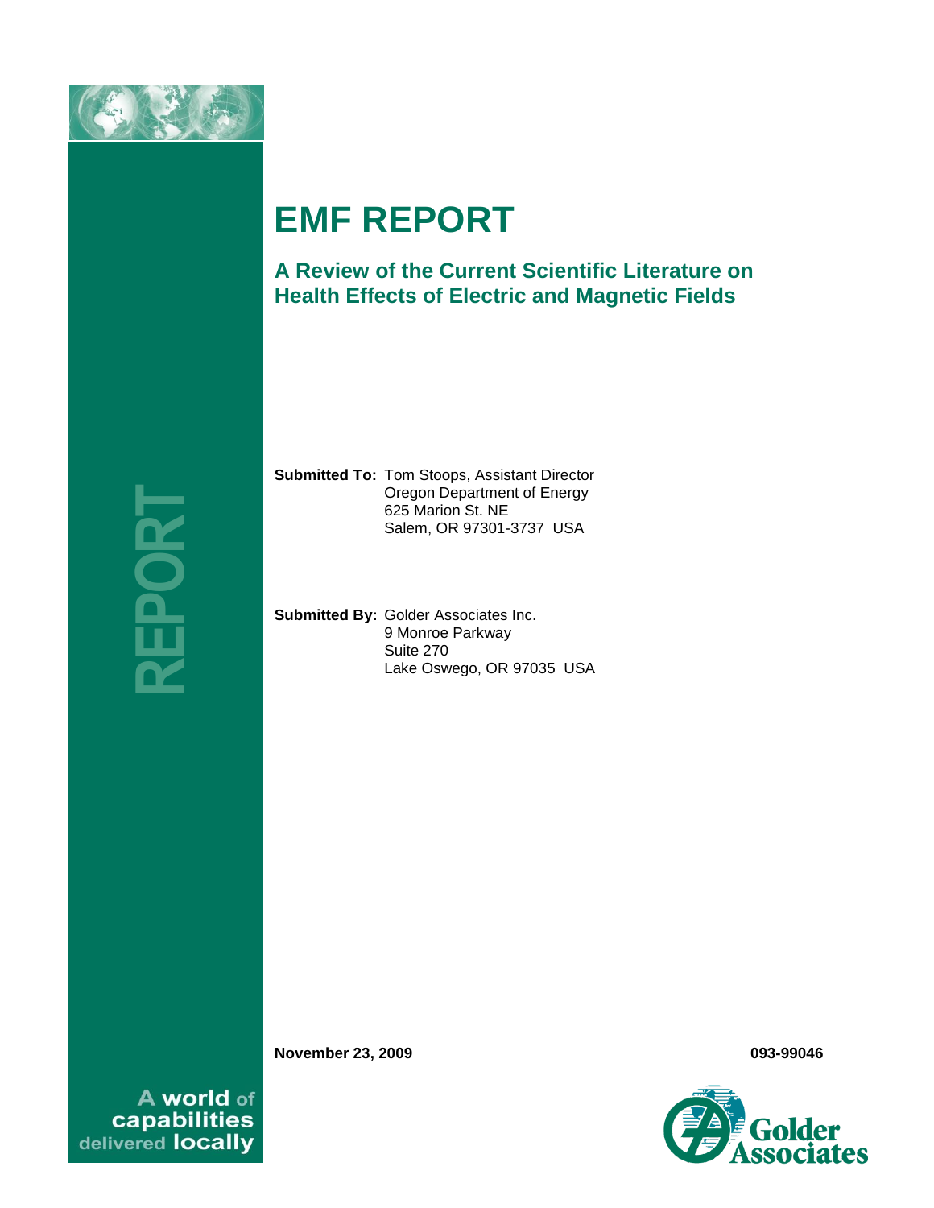# EMF REPORT

## A Review of the Current Scientific Literature on Health Effects of Electric and Magnetic Fields

**Submitted To:** Tom Stoops, Assistant Director
Oregon Department of Energy
625 Marion St. NE
Salem, OR 97301-3737 USA

**Submitted By:** Golder Associates Inc.
9 Monroe Parkway
Suite 270
Lake Oswego, OR 97035 USA

**November 23, 2009** **093-99046**

REPORT

A world of capabilities delivered locally

Golder Associates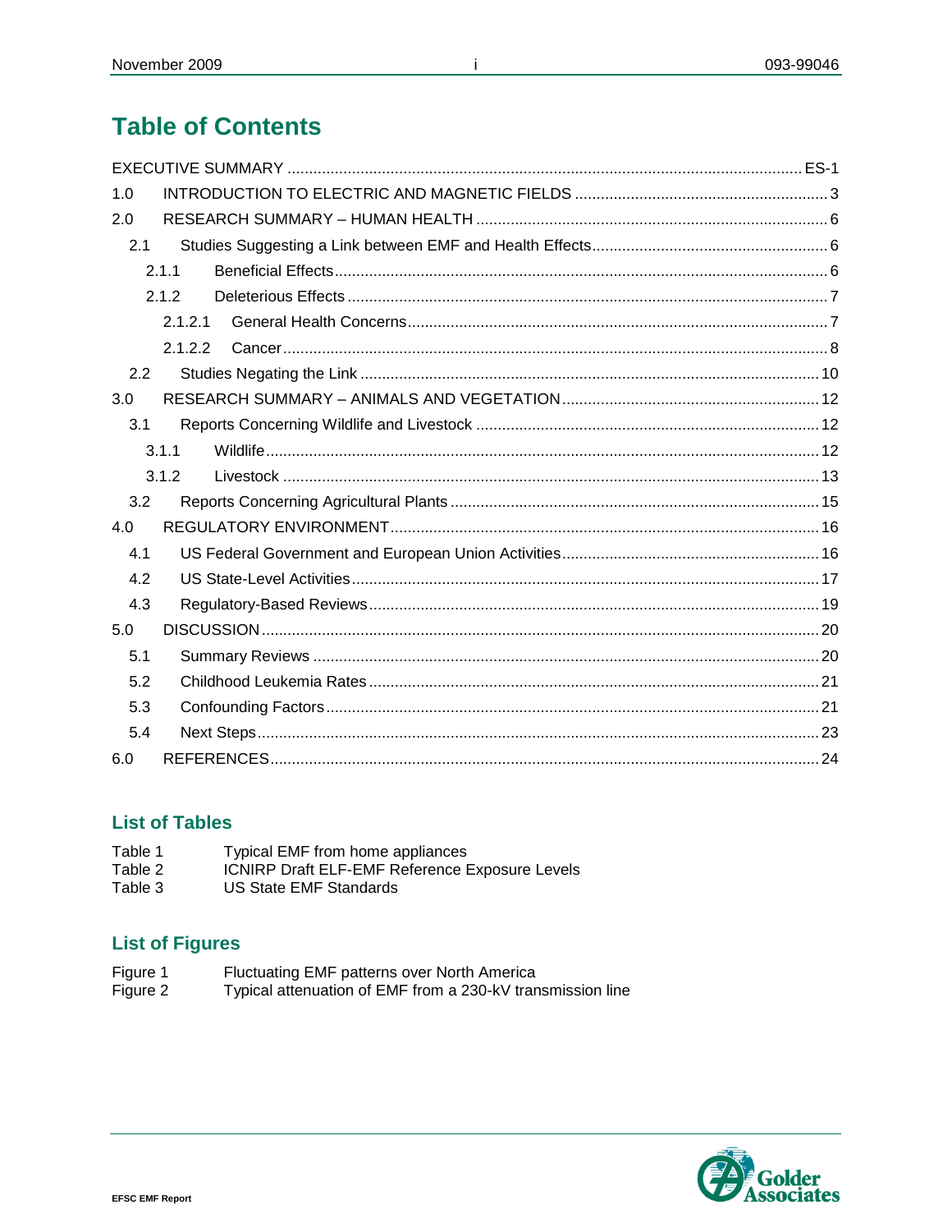# Table of Contents

EXECUTIVE SUMMARY ........ ES-1

1.0 INTRODUCTION TO ELECTRIC AND MAGNETIC FIELDS ........ 3

2.0 RESEARCH SUMMARY – HUMAN HEALTH ........ 6

- 2.1 Studies Suggesting a Link between EMF and Health Effects ........ 6
  - 2.1.1 Beneficial Effects ........ 6
  - 2.1.2 Deleterious Effects ........ 7
    - 2.1.2.1 General Health Concerns ........ 7
    - 2.1.2.2 Cancer ........ 8
- 2.2 Studies Negating the Link ........ 10

3.0 RESEARCH SUMMARY – ANIMALS AND VEGETATION ........ 12

- 3.1 Reports Concerning Wildlife and Livestock ........ 12
  - 3.1.1 Wildlife ........ 12
  - 3.1.2 Livestock ........ 13
- 3.2 Reports Concerning Agricultural Plants ........ 15

4.0 REGULATORY ENVIRONMENT ........ 16

- 4.1 US Federal Government and European Union Activities ........ 16
- 4.2 US State-Level Activities ........ 17
- 4.3 Regulatory-Based Reviews ........ 19

5.0 DISCUSSION ........ 20

- 5.1 Summary Reviews ........ 20
- 5.2 Childhood Leukemia Rates ........ 21
- 5.3 Confounding Factors ........ 21
- 5.4 Next Steps ........ 23

6.0 REFERENCES ........ 24

## List of Tables

Table 1 Typical EMF from home appliances
Table 2 ICNIRP Draft ELF-EMF Reference Exposure Levels
Table 3 US State EMF Standards

## List of Figures

Figure 1 Fluctuating EMF patterns over North America
Figure 2 Typical attenuation of EMF from a 230-kV transmission line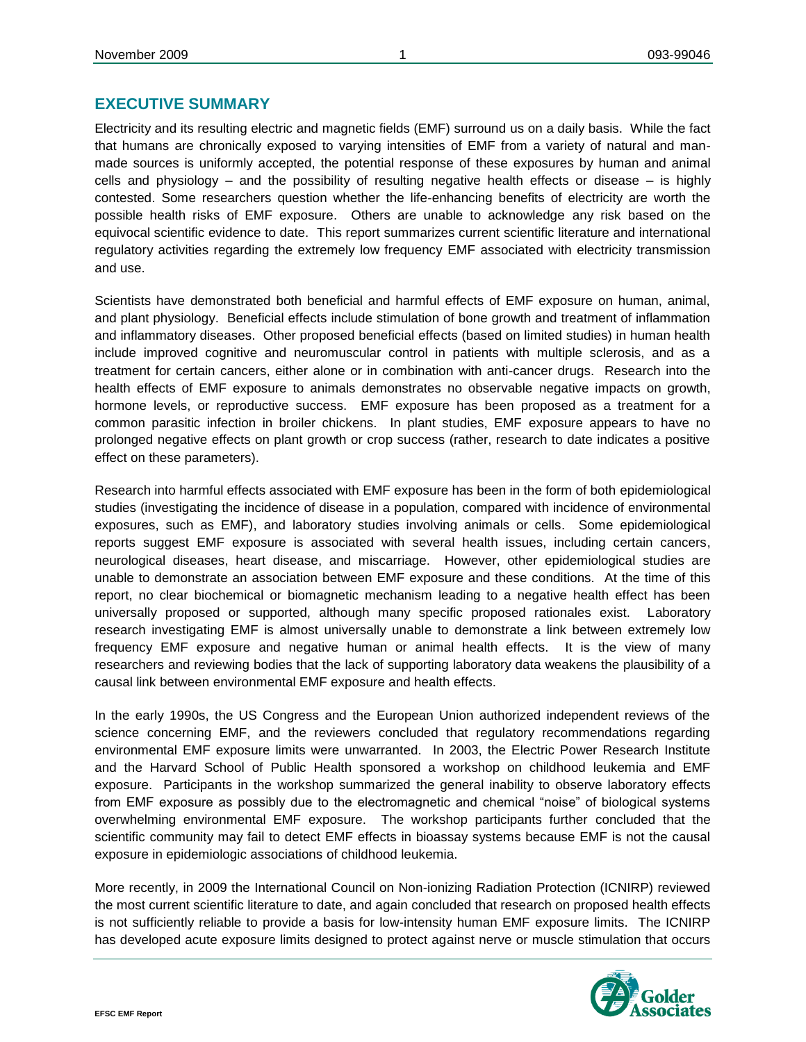## EXECUTIVE SUMMARY

Electricity and its resulting electric and magnetic fields (EMF) surround us on a daily basis. While the fact that humans are chronically exposed to varying intensities of EMF from a variety of natural and man-made sources is uniformly accepted, the potential response of these exposures by human and animal cells and physiology – and the possibility of resulting negative health effects or disease – is highly contested. Some researchers question whether the life-enhancing benefits of electricity are worth the possible health risks of EMF exposure. Others are unable to acknowledge any risk based on the equivocal scientific evidence to date. This report summarizes current scientific literature and international regulatory activities regarding the extremely low frequency EMF associated with electricity transmission and use.

Scientists have demonstrated both beneficial and harmful effects of EMF exposure on human, animal, and plant physiology. Beneficial effects include stimulation of bone growth and treatment of inflammation and inflammatory diseases. Other proposed beneficial effects (based on limited studies) in human health include improved cognitive and neuromuscular control in patients with multiple sclerosis, and as a treatment for certain cancers, either alone or in combination with anti-cancer drugs. Research into the health effects of EMF exposure to animals demonstrates no observable negative impacts on growth, hormone levels, or reproductive success. EMF exposure has been proposed as a treatment for a common parasitic infection in broiler chickens. In plant studies, EMF exposure appears to have no prolonged negative effects on plant growth or crop success (rather, research to date indicates a positive effect on these parameters).

Research into harmful effects associated with EMF exposure has been in the form of both epidemiological studies (investigating the incidence of disease in a population, compared with incidence of environmental exposures, such as EMF), and laboratory studies involving animals or cells. Some epidemiological reports suggest EMF exposure is associated with several health issues, including certain cancers, neurological diseases, heart disease, and miscarriage. However, other epidemiological studies are unable to demonstrate an association between EMF exposure and these conditions. At the time of this report, no clear biochemical or biomagnetic mechanism leading to a negative health effect has been universally proposed or supported, although many specific proposed rationales exist. Laboratory research investigating EMF is almost universally unable to demonstrate a link between extremely low frequency EMF exposure and negative human or animal health effects. It is the view of many researchers and reviewing bodies that the lack of supporting laboratory data weakens the plausibility of a causal link between environmental EMF exposure and health effects.

In the early 1990s, the US Congress and the European Union authorized independent reviews of the science concerning EMF, and the reviewers concluded that regulatory recommendations regarding environmental EMF exposure limits were unwarranted. In 2003, the Electric Power Research Institute and the Harvard School of Public Health sponsored a workshop on childhood leukemia and EMF exposure. Participants in the workshop summarized the general inability to observe laboratory effects from EMF exposure as possibly due to the electromagnetic and chemical "noise" of biological systems overwhelming environmental EMF exposure. The workshop participants further concluded that the scientific community may fail to detect EMF effects in bioassay systems because EMF is not the causal exposure in epidemiologic associations of childhood leukemia.

More recently, in 2009 the International Council on Non-ionizing Radiation Protection (ICNIRP) reviewed the most current scientific literature to date, and again concluded that research on proposed health effects is not sufficiently reliable to provide a basis for low-intensity human EMF exposure limits. The ICNIRP has developed acute exposure limits designed to protect against nerve or muscle stimulation that occurs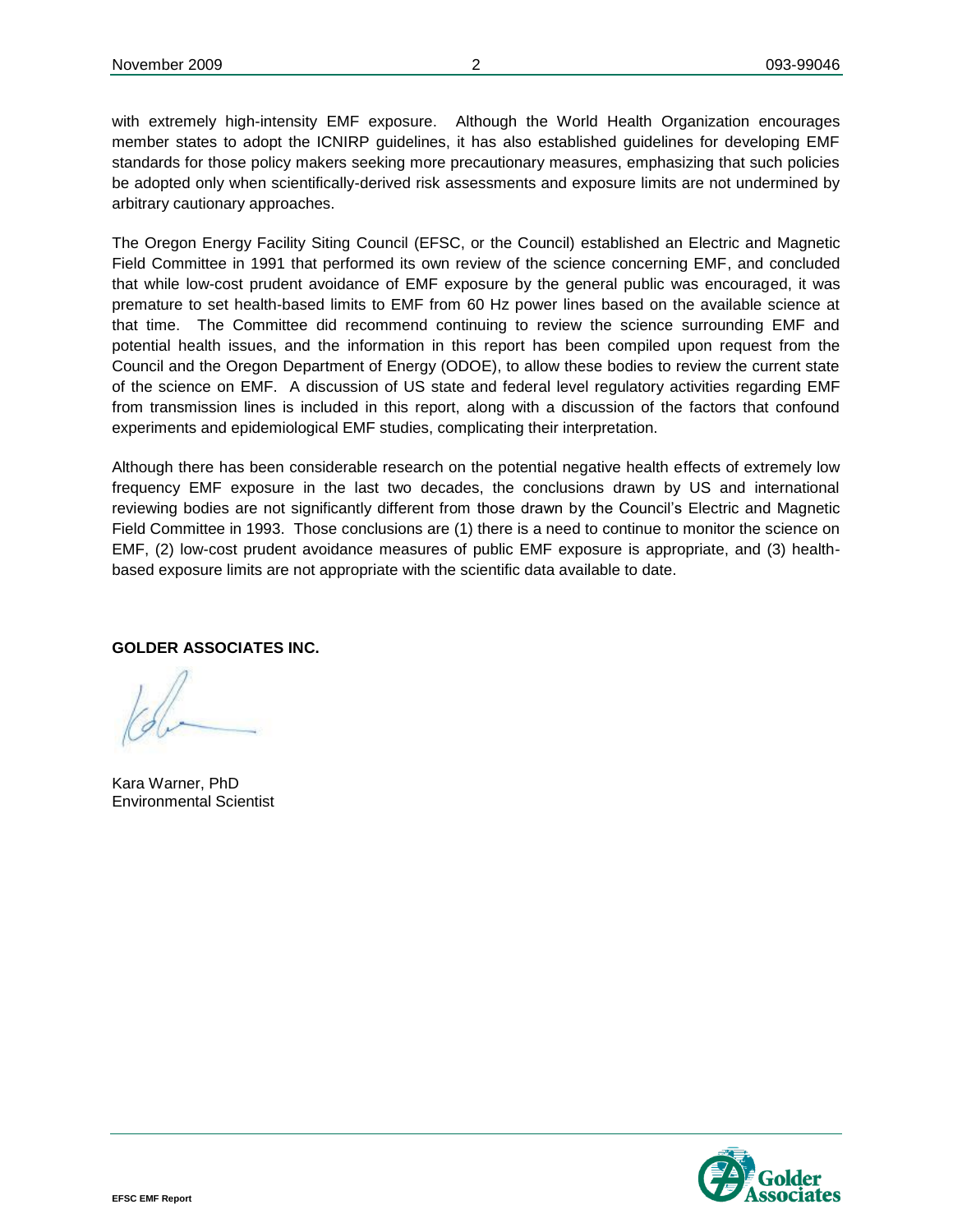with extremely high-intensity EMF exposure. Although the World Health Organization encourages member states to adopt the ICNIRP guidelines, it has also established guidelines for developing EMF standards for those policy makers seeking more precautionary measures, emphasizing that such policies be adopted only when scientifically-derived risk assessments and exposure limits are not undermined by arbitrary cautionary approaches.

The Oregon Energy Facility Siting Council (EFSC, or the Council) established an Electric and Magnetic Field Committee in 1991 that performed its own review of the science concerning EMF, and concluded that while low-cost prudent avoidance of EMF exposure by the general public was encouraged, it was premature to set health-based limits to EMF from 60 Hz power lines based on the available science at that time. The Committee did recommend continuing to review the science surrounding EMF and potential health issues, and the information in this report has been compiled upon request from the Council and the Oregon Department of Energy (ODOE), to allow these bodies to review the current state of the science on EMF. A discussion of US state and federal level regulatory activities regarding EMF from transmission lines is included in this report, along with a discussion of the factors that confound experiments and epidemiological EMF studies, complicating their interpretation.

Although there has been considerable research on the potential negative health effects of extremely low frequency EMF exposure in the last two decades, the conclusions drawn by US and international reviewing bodies are not significantly different from those drawn by the Council's Electric and Magnetic Field Committee in 1993. Those conclusions are (1) there is a need to continue to monitor the science on EMF, (2) low-cost prudent avoidance measures of public EMF exposure is appropriate, and (3) health-based exposure limits are not appropriate with the scientific data available to date.

**GOLDER ASSOCIATES INC.**

Kara Warner, PhD
Environmental Scientist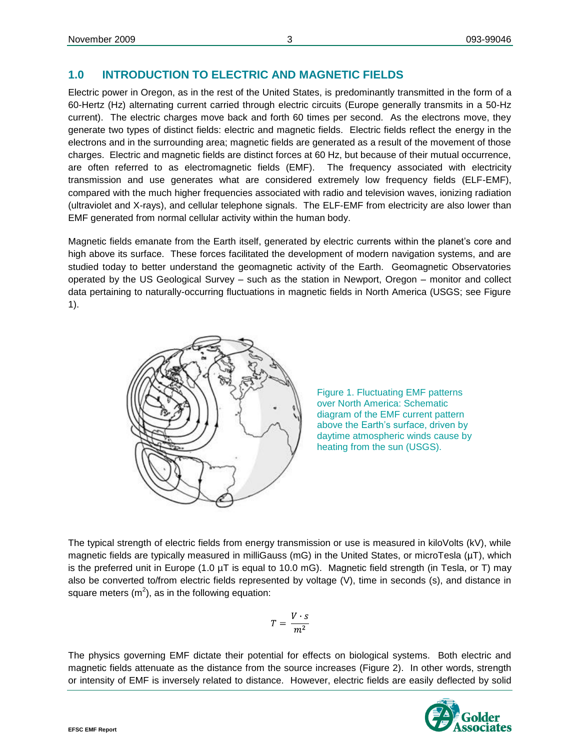## 1.0 INTRODUCTION TO ELECTRIC AND MAGNETIC FIELDS

Electric power in Oregon, as in the rest of the United States, is predominantly transmitted in the form of a 60-Hertz (Hz) alternating current carried through electric circuits (Europe generally transmits in a 50-Hz current). The electric charges move back and forth 60 times per second. As the electrons move, they generate two types of distinct fields: electric and magnetic fields. Electric fields reflect the energy in the electrons and in the surrounding area; magnetic fields are generated as a result of the movement of those charges. Electric and magnetic fields are distinct forces at 60 Hz, but because of their mutual occurrence, are often referred to as electromagnetic fields (EMF). The frequency associated with electricity transmission and use generates what are considered extremely low frequency fields (ELF-EMF), compared with the much higher frequencies associated with radio and television waves, ionizing radiation (ultraviolet and X-rays), and cellular telephone signals. The ELF-EMF from electricity are also lower than EMF generated from normal cellular activity within the human body.

Magnetic fields emanate from the Earth itself, generated by electric currents within the planet's core and high above its surface. These forces facilitated the development of modern navigation systems, and are studied today to better understand the geomagnetic activity of the Earth. Geomagnetic Observatories operated by the US Geological Survey – such as the station in Newport, Oregon – monitor and collect data pertaining to naturally-occurring fluctuations in magnetic fields in North America (USGS; see Figure 1).

Figure 1. Fluctuating EMF patterns over North America: Schematic diagram of the EMF current pattern above the Earth's surface, driven by daytime atmospheric winds cause by heating from the sun (USGS).

The typical strength of electric fields from energy transmission or use is measured in kiloVolts (kV), while magnetic fields are typically measured in milliGauss (mG) in the United States, or microTesla (µT), which is the preferred unit in Europe (1.0 µT is equal to 10.0 mG). Magnetic field strength (in Tesla, or T) may also be converted to/from electric fields represented by voltage (V), time in seconds (s), and distance in square meters ($m^2$), as in the following equation:

$$T = \frac{V \cdot s}{m^2}$$

The physics governing EMF dictate their potential for effects on biological systems. Both electric and magnetic fields attenuate as the distance from the source increases (Figure 2). In other words, strength or intensity of EMF is inversely related to distance. However, electric fields are easily deflected by solid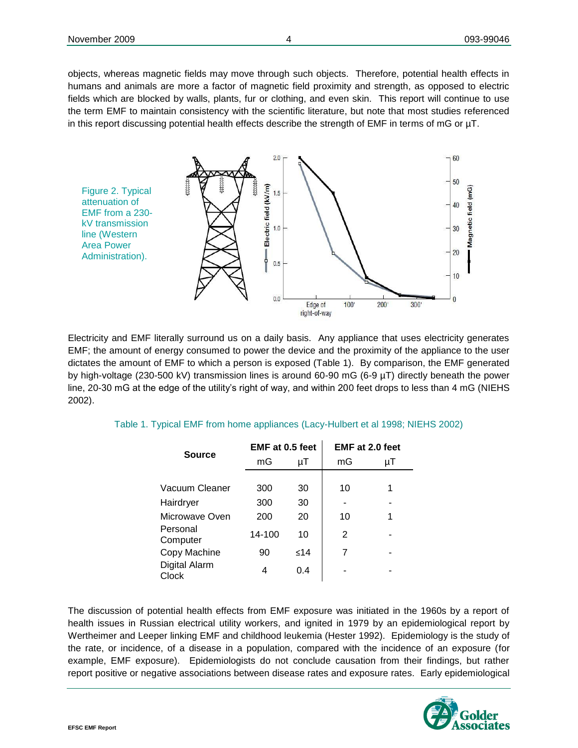objects, whereas magnetic fields may move through such objects. Therefore, potential health effects in humans and animals are more a factor of magnetic field proximity and strength, as opposed to electric fields which are blocked by walls, plants, fur or clothing, and even skin. This report will continue to use the term EMF to maintain consistency with the scientific literature, but note that most studies referenced in this report discussing potential health effects describe the strength of EMF in terms of mG or µT.

Figure 2. Typical attenuation of EMF from a 230-kV transmission line (Western Area Power Administration).

Electricity and EMF literally surround us on a daily basis. Any appliance that uses electricity generates EMF; the amount of energy consumed to power the device and the proximity of the appliance to the user dictates the amount of EMF to which a person is exposed (Table 1). By comparison, the EMF generated by high-voltage (230-500 kV) transmission lines is around 60-90 mG (6-9 µT) directly beneath the power line, 20-30 mG at the edge of the utility's right of way, and within 200 feet drops to less than 4 mG (NIEHS 2002).

Table 1. Typical EMF from home appliances (Lacy-Hulbert et al 1998; NIEHS 2002)

| Source | EMF at 0.5 feet | | EMF at 2.0 feet | |
|---|---|---|---|---|
| | mG | µT | mG | µT |
| Vacuum Cleaner | 300 | 30 | 10 | 1 |
| Hairdryer | 300 | 30 | - | - |
| Microwave Oven | 200 | 20 | 10 | 1 |
| Personal Computer | 14-100 | 10 | 2 | - |
| Copy Machine | 90 | ≤14 | 7 | - |
| Digital Alarm Clock | 4 | 0.4 | - | - |

The discussion of potential health effects from EMF exposure was initiated in the 1960s by a report of health issues in Russian electrical utility workers, and ignited in 1979 by an epidemiological report by Wertheimer and Leeper linking EMF and childhood leukemia (Hester 1992). Epidemiology is the study of the rate, or incidence, of a disease in a population, compared with the incidence of an exposure (for example, EMF exposure). Epidemiologists do not conclude causation from their findings, but rather report positive or negative associations between disease rates and exposure rates. Early epidemiological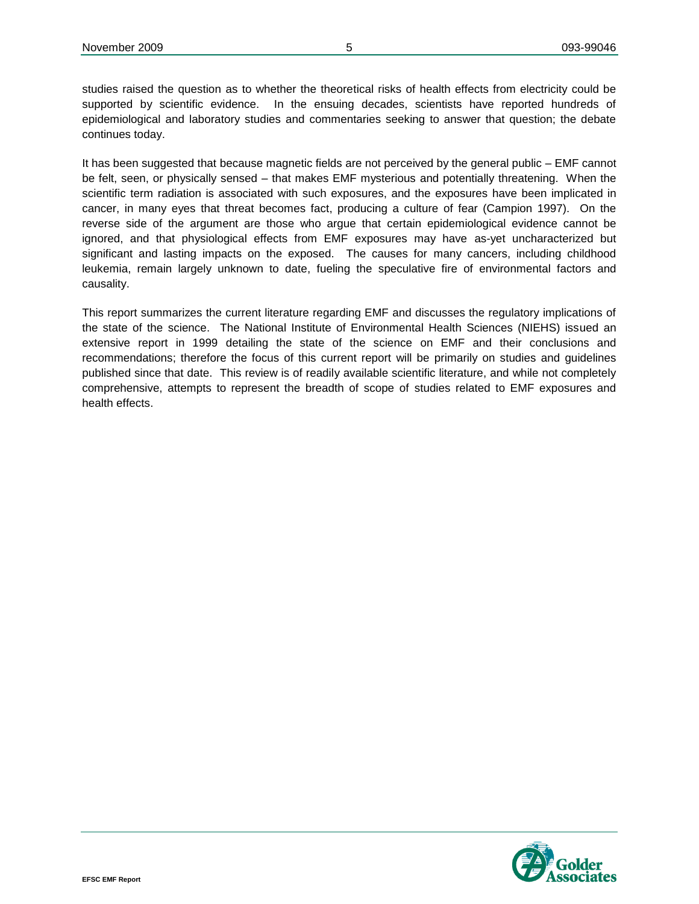studies raised the question as to whether the theoretical risks of health effects from electricity could be supported by scientific evidence. In the ensuing decades, scientists have reported hundreds of epidemiological and laboratory studies and commentaries seeking to answer that question; the debate continues today.

It has been suggested that because magnetic fields are not perceived by the general public – EMF cannot be felt, seen, or physically sensed – that makes EMF mysterious and potentially threatening. When the scientific term radiation is associated with such exposures, and the exposures have been implicated in cancer, in many eyes that threat becomes fact, producing a culture of fear (Campion 1997). On the reverse side of the argument are those who argue that certain epidemiological evidence cannot be ignored, and that physiological effects from EMF exposures may have as-yet uncharacterized but significant and lasting impacts on the exposed. The causes for many cancers, including childhood leukemia, remain largely unknown to date, fueling the speculative fire of environmental factors and causality.

This report summarizes the current literature regarding EMF and discusses the regulatory implications of the state of the science. The National Institute of Environmental Health Sciences (NIEHS) issued an extensive report in 1999 detailing the state of the science on EMF and their conclusions and recommendations; therefore the focus of this current report will be primarily on studies and guidelines published since that date. This review is of readily available scientific literature, and while not completely comprehensive, attempts to represent the breadth of scope of studies related to EMF exposures and health effects.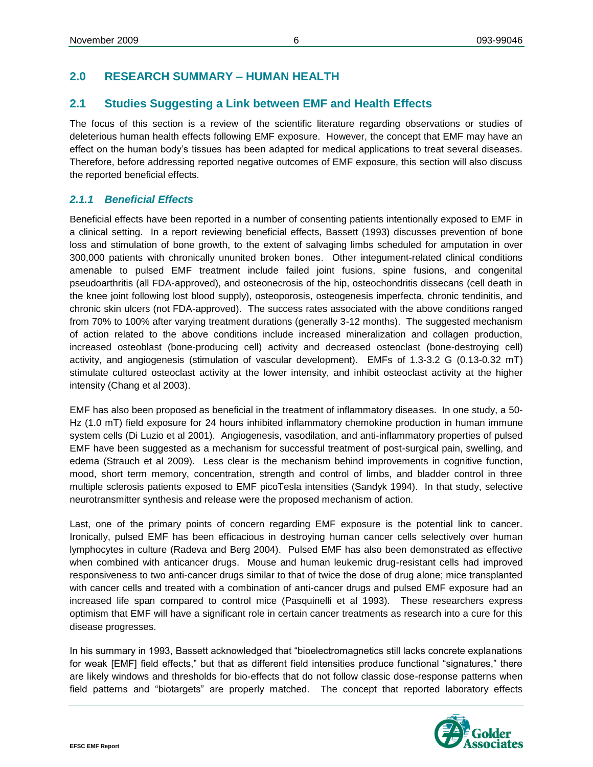## 2.0 RESEARCH SUMMARY – HUMAN HEALTH

## 2.1 Studies Suggesting a Link between EMF and Health Effects

The focus of this section is a review of the scientific literature regarding observations or studies of deleterious human health effects following EMF exposure. However, the concept that EMF may have an effect on the human body's tissues has been adapted for medical applications to treat several diseases. Therefore, before addressing reported negative outcomes of EMF exposure, this section will also discuss the reported beneficial effects.

### *2.1.1 Beneficial Effects*

Beneficial effects have been reported in a number of consenting patients intentionally exposed to EMF in a clinical setting. In a report reviewing beneficial effects, Bassett (1993) discusses prevention of bone loss and stimulation of bone growth, to the extent of salvaging limbs scheduled for amputation in over 300,000 patients with chronically ununited broken bones. Other integument-related clinical conditions amenable to pulsed EMF treatment include failed joint fusions, spine fusions, and congenital pseudoarthritis (all FDA-approved), and osteonecrosis of the hip, osteochondritis dissecans (cell death in the knee joint following lost blood supply), osteoporosis, osteogenesis imperfecta, chronic tendinitis, and chronic skin ulcers (not FDA-approved). The success rates associated with the above conditions ranged from 70% to 100% after varying treatment durations (generally 3-12 months). The suggested mechanism of action related to the above conditions include increased mineralization and collagen production, increased osteoblast (bone-producing cell) activity and decreased osteoclast (bone-destroying cell) activity, and angiogenesis (stimulation of vascular development). EMFs of 1.3-3.2 G (0.13-0.32 mT) stimulate cultured osteoclast activity at the lower intensity, and inhibit osteoclast activity at the higher intensity (Chang et al 2003).

EMF has also been proposed as beneficial in the treatment of inflammatory diseases. In one study, a 50-Hz (1.0 mT) field exposure for 24 hours inhibited inflammatory chemokine production in human immune system cells (Di Luzio et al 2001). Angiogenesis, vasodilation, and anti-inflammatory properties of pulsed EMF have been suggested as a mechanism for successful treatment of post-surgical pain, swelling, and edema (Strauch et al 2009). Less clear is the mechanism behind improvements in cognitive function, mood, short term memory, concentration, strength and control of limbs, and bladder control in three multiple sclerosis patients exposed to EMF picoTesla intensities (Sandyk 1994). In that study, selective neurotransmitter synthesis and release were the proposed mechanism of action.

Last, one of the primary points of concern regarding EMF exposure is the potential link to cancer. Ironically, pulsed EMF has been efficacious in destroying human cancer cells selectively over human lymphocytes in culture (Radeva and Berg 2004). Pulsed EMF has also been demonstrated as effective when combined with anticancer drugs. Mouse and human leukemic drug-resistant cells had improved responsiveness to two anti-cancer drugs similar to that of twice the dose of drug alone; mice transplanted with cancer cells and treated with a combination of anti-cancer drugs and pulsed EMF exposure had an increased life span compared to control mice (Pasquinelli et al 1993). These researchers express optimism that EMF will have a significant role in certain cancer treatments as research into a cure for this disease progresses.

In his summary in 1993, Bassett acknowledged that "bioelectromagnetics still lacks concrete explanations for weak [EMF] field effects," but that as different field intensities produce functional "signatures," there are likely windows and thresholds for bio-effects that do not follow classic dose-response patterns when field patterns and "biotargets" are properly matched. The concept that reported laboratory effects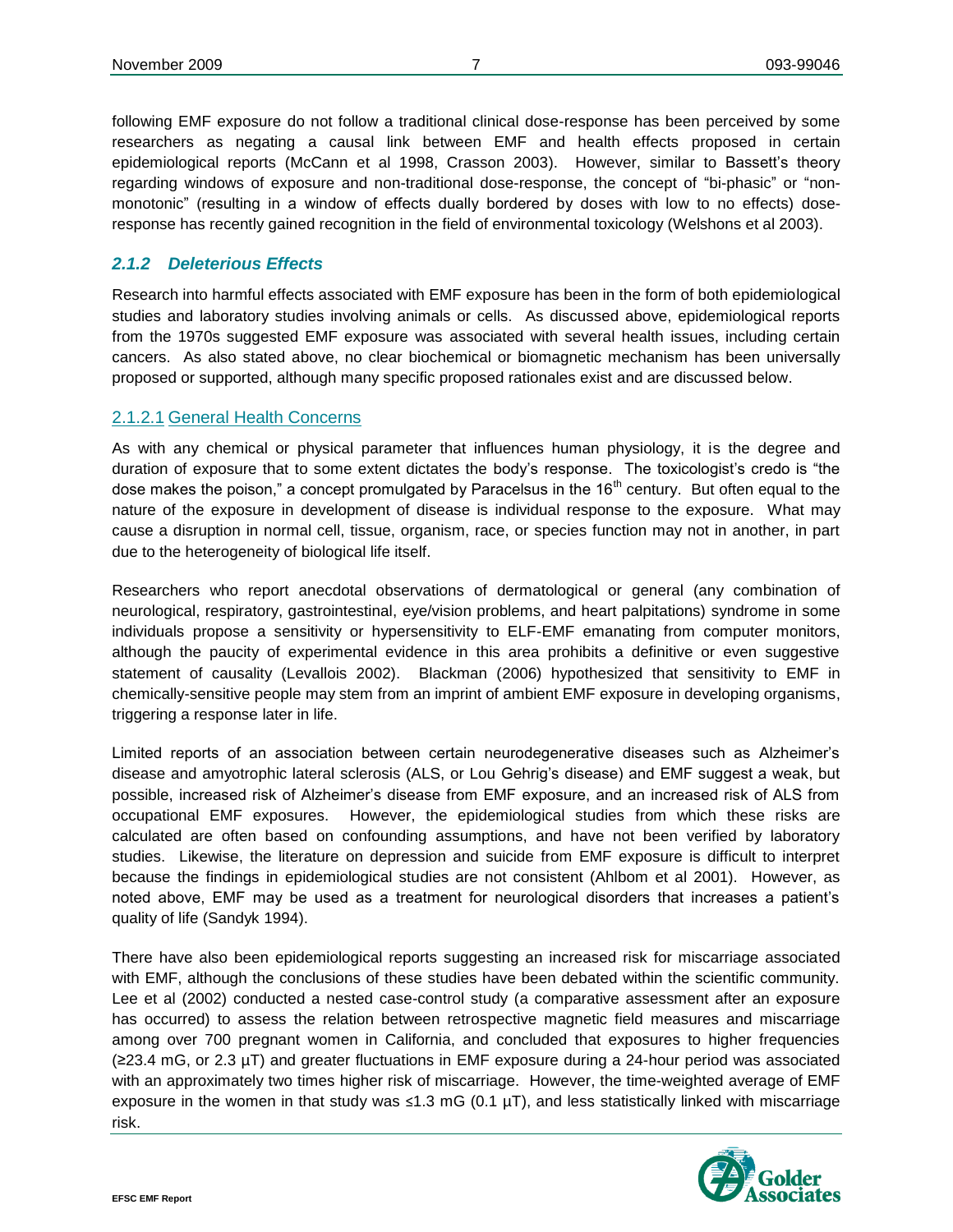following EMF exposure do not follow a traditional clinical dose-response has been perceived by some researchers as negating a causal link between EMF and health effects proposed in certain epidemiological reports (McCann et al 1998, Crasson 2003). However, similar to Bassett's theory regarding windows of exposure and non-traditional dose-response, the concept of "bi-phasic" or "non-monotonic" (resulting in a window of effects dually bordered by doses with low to no effects) dose-response has recently gained recognition in the field of environmental toxicology (Welshons et al 2003).

### *2.1.2 Deleterious Effects*

Research into harmful effects associated with EMF exposure has been in the form of both epidemiological studies and laboratory studies involving animals or cells. As discussed above, epidemiological reports from the 1970s suggested EMF exposure was associated with several health issues, including certain cancers. As also stated above, no clear biochemical or biomagnetic mechanism has been universally proposed or supported, although many specific proposed rationales exist and are discussed below.

#### 2.1.2.1 General Health Concerns

As with any chemical or physical parameter that influences human physiology, it is the degree and duration of exposure that to some extent dictates the body's response. The toxicologist's credo is "the dose makes the poison," a concept promulgated by Paracelsus in the 16th century. But often equal to the nature of the exposure in development of disease is individual response to the exposure. What may cause a disruption in normal cell, tissue, organism, race, or species function may not in another, in part due to the heterogeneity of biological life itself.

Researchers who report anecdotal observations of dermatological or general (any combination of neurological, respiratory, gastrointestinal, eye/vision problems, and heart palpitations) syndrome in some individuals propose a sensitivity or hypersensitivity to ELF-EMF emanating from computer monitors, although the paucity of experimental evidence in this area prohibits a definitive or even suggestive statement of causality (Levallois 2002). Blackman (2006) hypothesized that sensitivity to EMF in chemically-sensitive people may stem from an imprint of ambient EMF exposure in developing organisms, triggering a response later in life.

Limited reports of an association between certain neurodegenerative diseases such as Alzheimer's disease and amyotrophic lateral sclerosis (ALS, or Lou Gehrig's disease) and EMF suggest a weak, but possible, increased risk of Alzheimer's disease from EMF exposure, and an increased risk of ALS from occupational EMF exposures. However, the epidemiological studies from which these risks are calculated are often based on confounding assumptions, and have not been verified by laboratory studies. Likewise, the literature on depression and suicide from EMF exposure is difficult to interpret because the findings in epidemiological studies are not consistent (Ahlbom et al 2001). However, as noted above, EMF may be used as a treatment for neurological disorders that increases a patient's quality of life (Sandyk 1994).

There have also been epidemiological reports suggesting an increased risk for miscarriage associated with EMF, although the conclusions of these studies have been debated within the scientific community. Lee et al (2002) conducted a nested case-control study (a comparative assessment after an exposure has occurred) to assess the relation between retrospective magnetic field measures and miscarriage among over 700 pregnant women in California, and concluded that exposures to higher frequencies (≥23.4 mG, or 2.3 µT) and greater fluctuations in EMF exposure during a 24-hour period was associated with an approximately two times higher risk of miscarriage. However, the time-weighted average of EMF exposure in the women in that study was ≤1.3 mG (0.1 µT), and less statistically linked with miscarriage risk.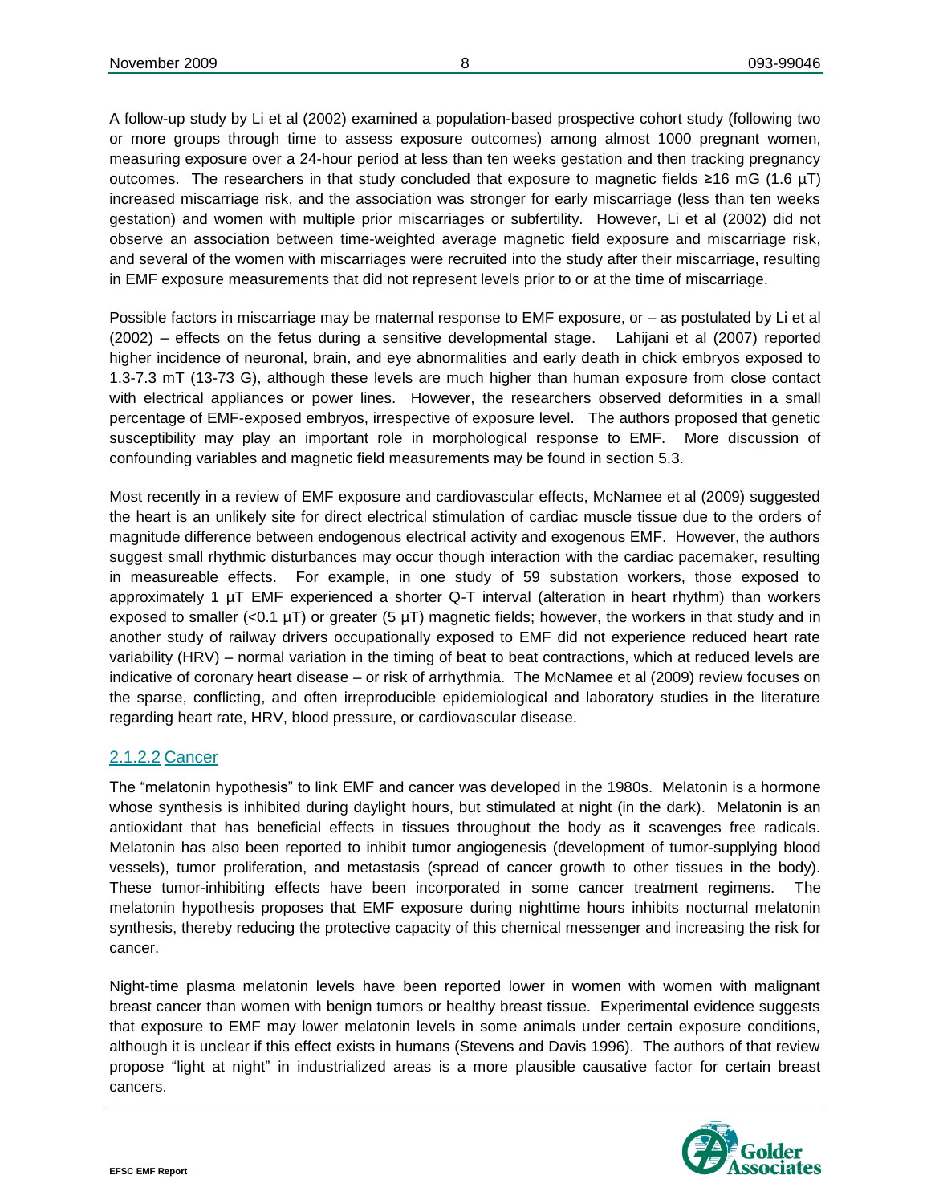A follow-up study by Li et al (2002) examined a population-based prospective cohort study (following two or more groups through time to assess exposure outcomes) among almost 1000 pregnant women, measuring exposure over a 24-hour period at less than ten weeks gestation and then tracking pregnancy outcomes. The researchers in that study concluded that exposure to magnetic fields ≥16 mG (1.6 µT) increased miscarriage risk, and the association was stronger for early miscarriage (less than ten weeks gestation) and women with multiple prior miscarriages or subfertility. However, Li et al (2002) did not observe an association between time-weighted average magnetic field exposure and miscarriage risk, and several of the women with miscarriages were recruited into the study after their miscarriage, resulting in EMF exposure measurements that did not represent levels prior to or at the time of miscarriage.

Possible factors in miscarriage may be maternal response to EMF exposure, or – as postulated by Li et al (2002) – effects on the fetus during a sensitive developmental stage. Lahijani et al (2007) reported higher incidence of neuronal, brain, and eye abnormalities and early death in chick embryos exposed to 1.3-7.3 mT (13-73 G), although these levels are much higher than human exposure from close contact with electrical appliances or power lines. However, the researchers observed deformities in a small percentage of EMF-exposed embryos, irrespective of exposure level. The authors proposed that genetic susceptibility may play an important role in morphological response to EMF. More discussion of confounding variables and magnetic field measurements may be found in section 5.3.

Most recently in a review of EMF exposure and cardiovascular effects, McNamee et al (2009) suggested the heart is an unlikely site for direct electrical stimulation of cardiac muscle tissue due to the orders of magnitude difference between endogenous electrical activity and exogenous EMF. However, the authors suggest small rhythmic disturbances may occur though interaction with the cardiac pacemaker, resulting in measureable effects. For example, in one study of 59 substation workers, those exposed to approximately 1 µT EMF experienced a shorter Q-T interval (alteration in heart rhythm) than workers exposed to smaller (<0.1 µT) or greater (5 µT) magnetic fields; however, the workers in that study and in another study of railway drivers occupationally exposed to EMF did not experience reduced heart rate variability (HRV) – normal variation in the timing of beat to beat contractions, which at reduced levels are indicative of coronary heart disease – or risk of arrhythmia. The McNamee et al (2009) review focuses on the sparse, conflicting, and often irreproducible epidemiological and laboratory studies in the literature regarding heart rate, HRV, blood pressure, or cardiovascular disease.

#### 2.1.2.2 Cancer

The "melatonin hypothesis" to link EMF and cancer was developed in the 1980s. Melatonin is a hormone whose synthesis is inhibited during daylight hours, but stimulated at night (in the dark). Melatonin is an antioxidant that has beneficial effects in tissues throughout the body as it scavenges free radicals. Melatonin has also been reported to inhibit tumor angiogenesis (development of tumor-supplying blood vessels), tumor proliferation, and metastasis (spread of cancer growth to other tissues in the body). These tumor-inhibiting effects have been incorporated in some cancer treatment regimens. The melatonin hypothesis proposes that EMF exposure during nighttime hours inhibits nocturnal melatonin synthesis, thereby reducing the protective capacity of this chemical messenger and increasing the risk for cancer.

Night-time plasma melatonin levels have been reported lower in women with women with malignant breast cancer than women with benign tumors or healthy breast tissue. Experimental evidence suggests that exposure to EMF may lower melatonin levels in some animals under certain exposure conditions, although it is unclear if this effect exists in humans (Stevens and Davis 1996). The authors of that review propose "light at night" in industrialized areas is a more plausible causative factor for certain breast cancers.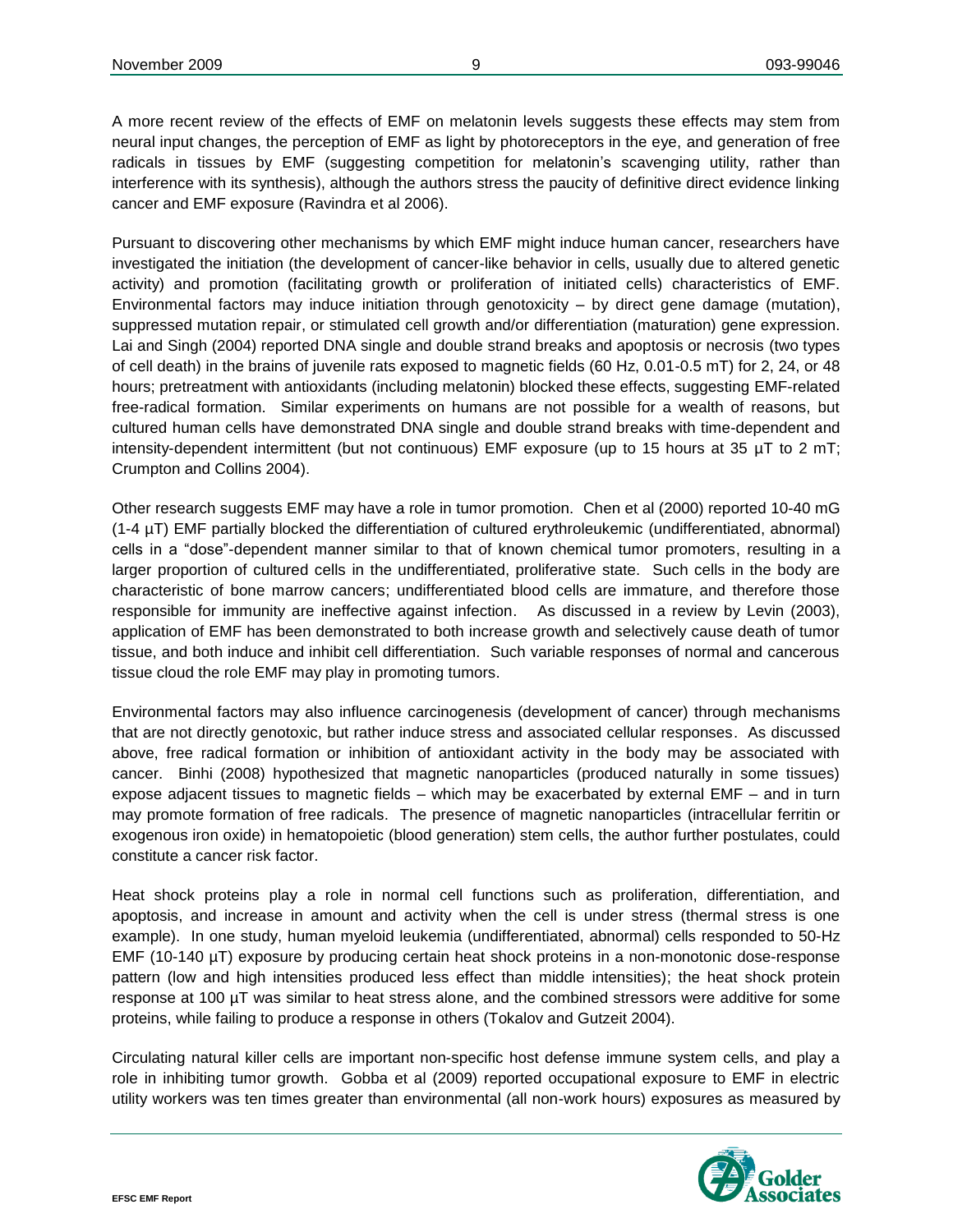A more recent review of the effects of EMF on melatonin levels suggests these effects may stem from neural input changes, the perception of EMF as light by photoreceptors in the eye, and generation of free radicals in tissues by EMF (suggesting competition for melatonin's scavenging utility, rather than interference with its synthesis), although the authors stress the paucity of definitive direct evidence linking cancer and EMF exposure (Ravindra et al 2006).

Pursuant to discovering other mechanisms by which EMF might induce human cancer, researchers have investigated the initiation (the development of cancer-like behavior in cells, usually due to altered genetic activity) and promotion (facilitating growth or proliferation of initiated cells) characteristics of EMF. Environmental factors may induce initiation through genotoxicity – by direct gene damage (mutation), suppressed mutation repair, or stimulated cell growth and/or differentiation (maturation) gene expression. Lai and Singh (2004) reported DNA single and double strand breaks and apoptosis or necrosis (two types of cell death) in the brains of juvenile rats exposed to magnetic fields (60 Hz, 0.01-0.5 mT) for 2, 24, or 48 hours; pretreatment with antioxidants (including melatonin) blocked these effects, suggesting EMF-related free-radical formation. Similar experiments on humans are not possible for a wealth of reasons, but cultured human cells have demonstrated DNA single and double strand breaks with time-dependent and intensity-dependent intermittent (but not continuous) EMF exposure (up to 15 hours at 35 µT to 2 mT; Crumpton and Collins 2004).

Other research suggests EMF may have a role in tumor promotion. Chen et al (2000) reported 10-40 mG (1-4 µT) EMF partially blocked the differentiation of cultured erythroleukemic (undifferentiated, abnormal) cells in a "dose"-dependent manner similar to that of known chemical tumor promoters, resulting in a larger proportion of cultured cells in the undifferentiated, proliferative state. Such cells in the body are characteristic of bone marrow cancers; undifferentiated blood cells are immature, and therefore those responsible for immunity are ineffective against infection. As discussed in a review by Levin (2003), application of EMF has been demonstrated to both increase growth and selectively cause death of tumor tissue, and both induce and inhibit cell differentiation. Such variable responses of normal and cancerous tissue cloud the role EMF may play in promoting tumors.

Environmental factors may also influence carcinogenesis (development of cancer) through mechanisms that are not directly genotoxic, but rather induce stress and associated cellular responses. As discussed above, free radical formation or inhibition of antioxidant activity in the body may be associated with cancer. Binhi (2008) hypothesized that magnetic nanoparticles (produced naturally in some tissues) expose adjacent tissues to magnetic fields – which may be exacerbated by external EMF – and in turn may promote formation of free radicals. The presence of magnetic nanoparticles (intracellular ferritin or exogenous iron oxide) in hematopoietic (blood generation) stem cells, the author further postulates, could constitute a cancer risk factor.

Heat shock proteins play a role in normal cell functions such as proliferation, differentiation, and apoptosis, and increase in amount and activity when the cell is under stress (thermal stress is one example). In one study, human myeloid leukemia (undifferentiated, abnormal) cells responded to 50-Hz EMF (10-140 µT) exposure by producing certain heat shock proteins in a non-monotonic dose-response pattern (low and high intensities produced less effect than middle intensities); the heat shock protein response at 100 µT was similar to heat stress alone, and the combined stressors were additive for some proteins, while failing to produce a response in others (Tokalov and Gutzeit 2004).

Circulating natural killer cells are important non-specific host defense immune system cells, and play a role in inhibiting tumor growth. Gobba et al (2009) reported occupational exposure to EMF in electric utility workers was ten times greater than environmental (all non-work hours) exposures as measured by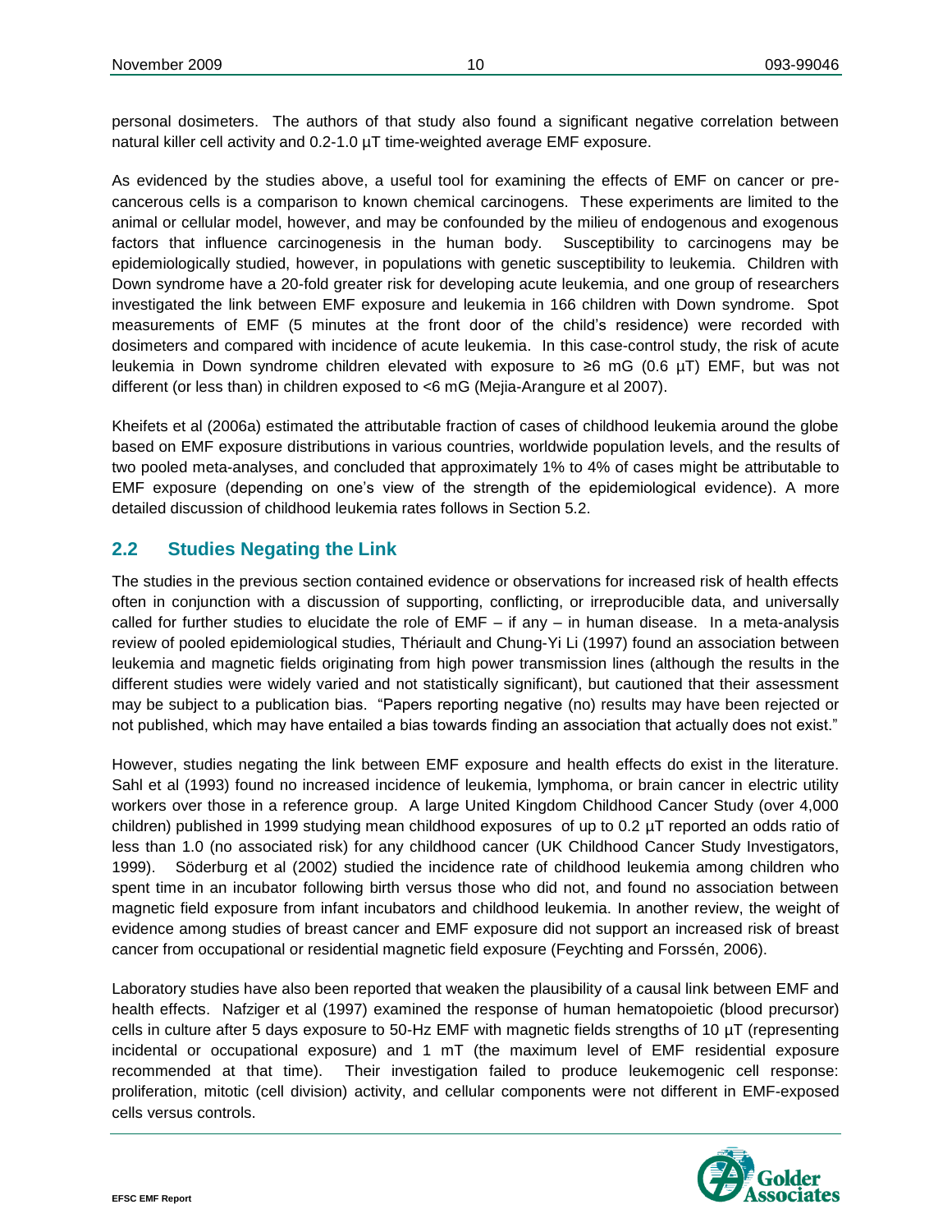personal dosimeters. The authors of that study also found a significant negative correlation between natural killer cell activity and 0.2-1.0 µT time-weighted average EMF exposure.

As evidenced by the studies above, a useful tool for examining the effects of EMF on cancer or pre-cancerous cells is a comparison to known chemical carcinogens. These experiments are limited to the animal or cellular model, however, and may be confounded by the milieu of endogenous and exogenous factors that influence carcinogenesis in the human body. Susceptibility to carcinogens may be epidemiologically studied, however, in populations with genetic susceptibility to leukemia. Children with Down syndrome have a 20-fold greater risk for developing acute leukemia, and one group of researchers investigated the link between EMF exposure and leukemia in 166 children with Down syndrome. Spot measurements of EMF (5 minutes at the front door of the child's residence) were recorded with dosimeters and compared with incidence of acute leukemia. In this case-control study, the risk of acute leukemia in Down syndrome children elevated with exposure to ≥6 mG (0.6 µT) EMF, but was not different (or less than) in children exposed to <6 mG (Mejia-Arangure et al 2007).

Kheifets et al (2006a) estimated the attributable fraction of cases of childhood leukemia around the globe based on EMF exposure distributions in various countries, worldwide population levels, and the results of two pooled meta-analyses, and concluded that approximately 1% to 4% of cases might be attributable to EMF exposure (depending on one's view of the strength of the epidemiological evidence). A more detailed discussion of childhood leukemia rates follows in Section 5.2.

## 2.2 Studies Negating the Link

The studies in the previous section contained evidence or observations for increased risk of health effects often in conjunction with a discussion of supporting, conflicting, or irreproducible data, and universally called for further studies to elucidate the role of EMF – if any – in human disease. In a meta-analysis review of pooled epidemiological studies, Thériault and Chung-Yi Li (1997) found an association between leukemia and magnetic fields originating from high power transmission lines (although the results in the different studies were widely varied and not statistically significant), but cautioned that their assessment may be subject to a publication bias. "Papers reporting negative (no) results may have been rejected or not published, which may have entailed a bias towards finding an association that actually does not exist."

However, studies negating the link between EMF exposure and health effects do exist in the literature. Sahl et al (1993) found no increased incidence of leukemia, lymphoma, or brain cancer in electric utility workers over those in a reference group. A large United Kingdom Childhood Cancer Study (over 4,000 children) published in 1999 studying mean childhood exposures of up to 0.2 µT reported an odds ratio of less than 1.0 (no associated risk) for any childhood cancer (UK Childhood Cancer Study Investigators, 1999). Söderburg et al (2002) studied the incidence rate of childhood leukemia among children who spent time in an incubator following birth versus those who did not, and found no association between magnetic field exposure from infant incubators and childhood leukemia. In another review, the weight of evidence among studies of breast cancer and EMF exposure did not support an increased risk of breast cancer from occupational or residential magnetic field exposure (Feychting and Forssén, 2006).

Laboratory studies have also been reported that weaken the plausibility of a causal link between EMF and health effects. Nafziger et al (1997) examined the response of human hematopoietic (blood precursor) cells in culture after 5 days exposure to 50-Hz EMF with magnetic fields strengths of 10 µT (representing incidental or occupational exposure) and 1 mT (the maximum level of EMF residential exposure recommended at that time). Their investigation failed to produce leukemogenic cell response: proliferation, mitotic (cell division) activity, and cellular components were not different in EMF-exposed cells versus controls.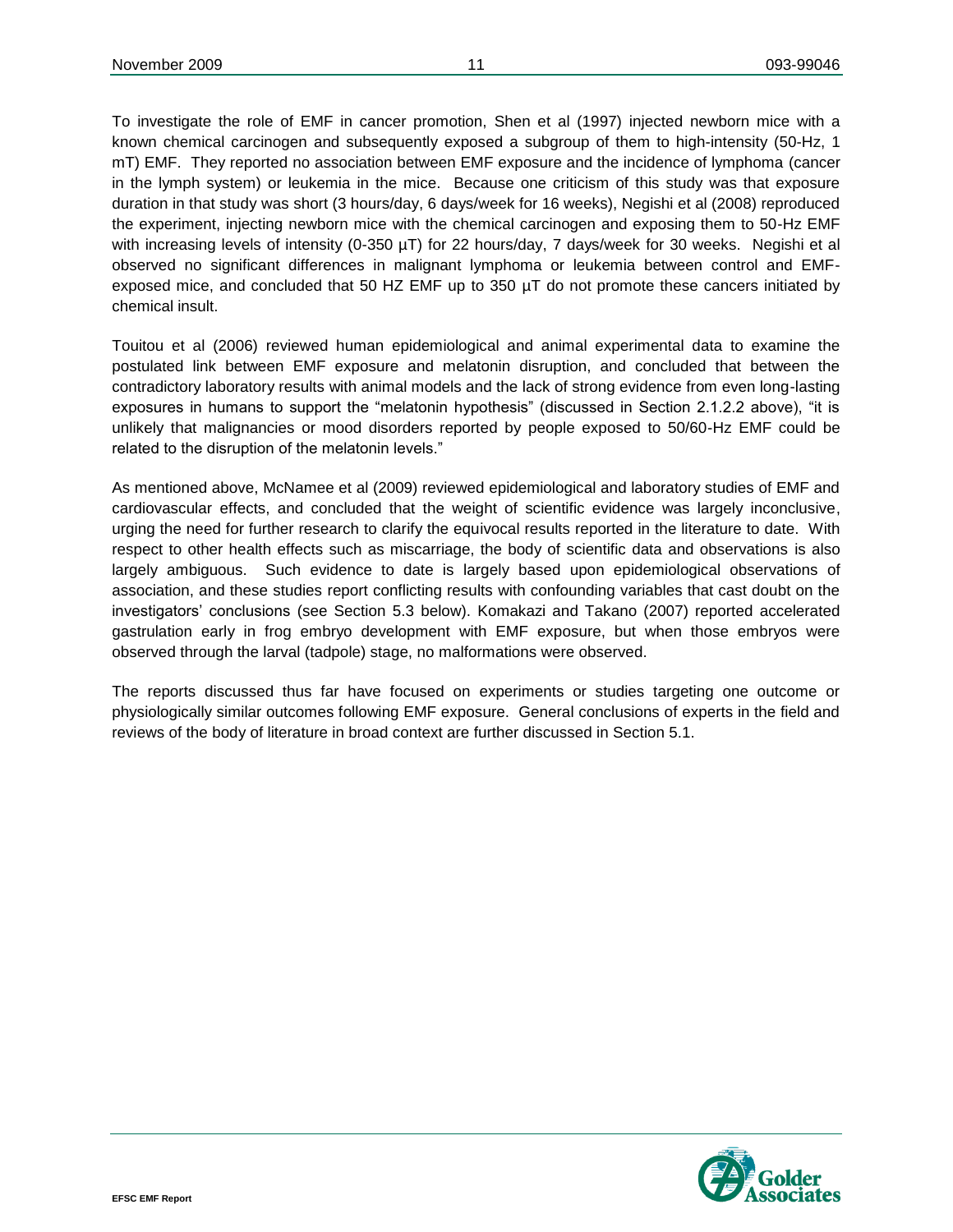To investigate the role of EMF in cancer promotion, Shen et al (1997) injected newborn mice with a known chemical carcinogen and subsequently exposed a subgroup of them to high-intensity (50-Hz, 1 mT) EMF. They reported no association between EMF exposure and the incidence of lymphoma (cancer in the lymph system) or leukemia in the mice. Because one criticism of this study was that exposure duration in that study was short (3 hours/day, 6 days/week for 16 weeks), Negishi et al (2008) reproduced the experiment, injecting newborn mice with the chemical carcinogen and exposing them to 50-Hz EMF with increasing levels of intensity (0-350 µT) for 22 hours/day, 7 days/week for 30 weeks. Negishi et al observed no significant differences in malignant lymphoma or leukemia between control and EMF-exposed mice, and concluded that 50 HZ EMF up to 350 µT do not promote these cancers initiated by chemical insult.

Touitou et al (2006) reviewed human epidemiological and animal experimental data to examine the postulated link between EMF exposure and melatonin disruption, and concluded that between the contradictory laboratory results with animal models and the lack of strong evidence from even long-lasting exposures in humans to support the "melatonin hypothesis" (discussed in Section 2.1.2.2 above), "it is unlikely that malignancies or mood disorders reported by people exposed to 50/60-Hz EMF could be related to the disruption of the melatonin levels."

As mentioned above, McNamee et al (2009) reviewed epidemiological and laboratory studies of EMF and cardiovascular effects, and concluded that the weight of scientific evidence was largely inconclusive, urging the need for further research to clarify the equivocal results reported in the literature to date. With respect to other health effects such as miscarriage, the body of scientific data and observations is also largely ambiguous. Such evidence to date is largely based upon epidemiological observations of association, and these studies report conflicting results with confounding variables that cast doubt on the investigators' conclusions (see Section 5.3 below). Komakazi and Takano (2007) reported accelerated gastrulation early in frog embryo development with EMF exposure, but when those embryos were observed through the larval (tadpole) stage, no malformations were observed.

The reports discussed thus far have focused on experiments or studies targeting one outcome or physiologically similar outcomes following EMF exposure. General conclusions of experts in the field and reviews of the body of literature in broad context are further discussed in Section 5.1.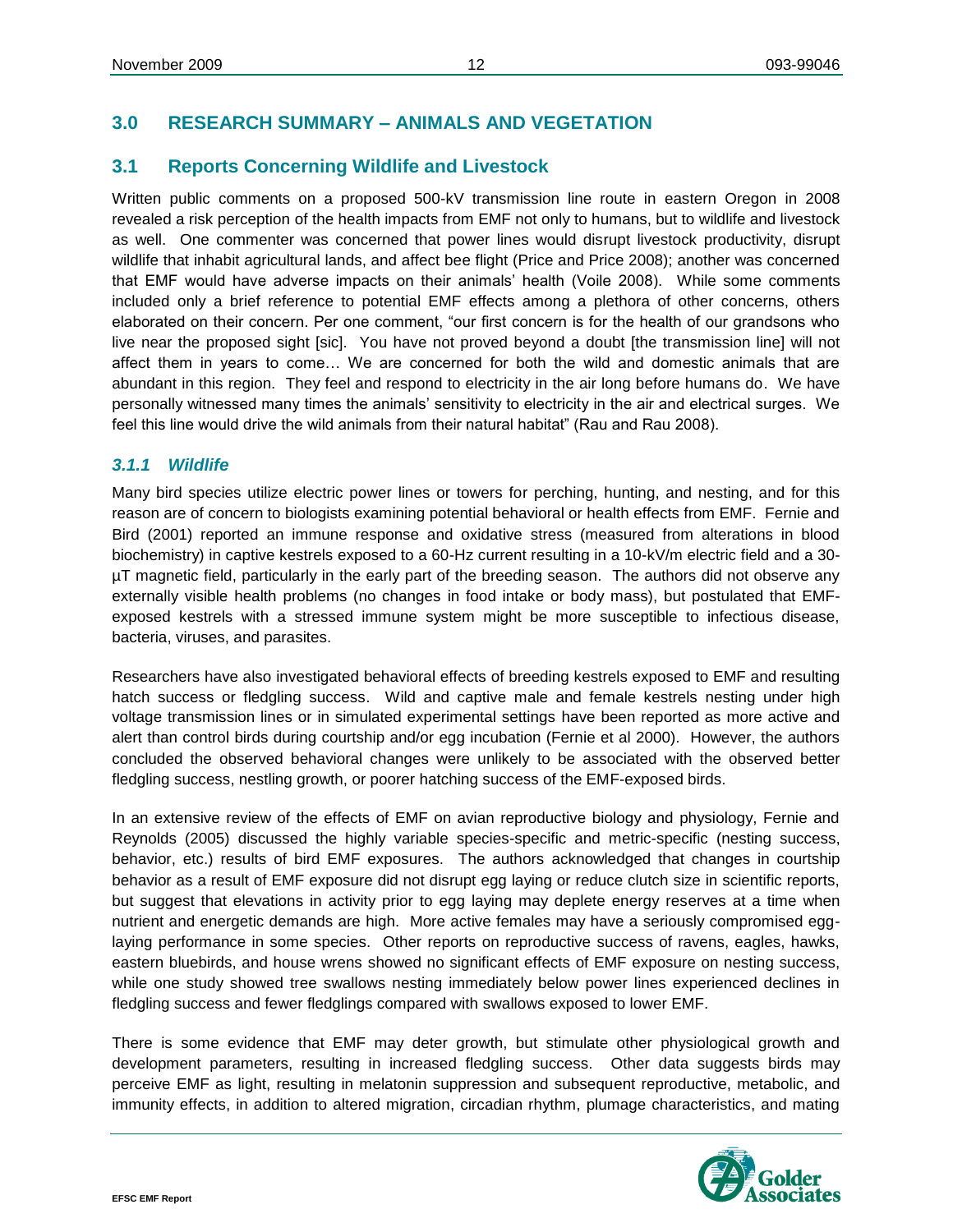## 3.0 RESEARCH SUMMARY – ANIMALS AND VEGETATION

## 3.1 Reports Concerning Wildlife and Livestock

Written public comments on a proposed 500-kV transmission line route in eastern Oregon in 2008 revealed a risk perception of the health impacts from EMF not only to humans, but to wildlife and livestock as well. One commenter was concerned that power lines would disrupt livestock productivity, disrupt wildlife that inhabit agricultural lands, and affect bee flight (Price and Price 2008); another was concerned that EMF would have adverse impacts on their animals' health (Voile 2008). While some comments included only a brief reference to potential EMF effects among a plethora of other concerns, others elaborated on their concern. Per one comment, "our first concern is for the health of our grandsons who live near the proposed sight [sic]. You have not proved beyond a doubt [the transmission line] will not affect them in years to come… We are concerned for both the wild and domestic animals that are abundant in this region. They feel and respond to electricity in the air long before humans do. We have personally witnessed many times the animals' sensitivity to electricity in the air and electrical surges. We feel this line would drive the wild animals from their natural habitat" (Rau and Rau 2008).

### *3.1.1 Wildlife*

Many bird species utilize electric power lines or towers for perching, hunting, and nesting, and for this reason are of concern to biologists examining potential behavioral or health effects from EMF. Fernie and Bird (2001) reported an immune response and oxidative stress (measured from alterations in blood biochemistry) in captive kestrels exposed to a 60-Hz current resulting in a 10-kV/m electric field and a 30-µT magnetic field, particularly in the early part of the breeding season. The authors did not observe any externally visible health problems (no changes in food intake or body mass), but postulated that EMF-exposed kestrels with a stressed immune system might be more susceptible to infectious disease, bacteria, viruses, and parasites.

Researchers have also investigated behavioral effects of breeding kestrels exposed to EMF and resulting hatch success or fledgling success. Wild and captive male and female kestrels nesting under high voltage transmission lines or in simulated experimental settings have been reported as more active and alert than control birds during courtship and/or egg incubation (Fernie et al 2000). However, the authors concluded the observed behavioral changes were unlikely to be associated with the observed better fledgling success, nestling growth, or poorer hatching success of the EMF-exposed birds.

In an extensive review of the effects of EMF on avian reproductive biology and physiology, Fernie and Reynolds (2005) discussed the highly variable species-specific and metric-specific (nesting success, behavior, etc.) results of bird EMF exposures. The authors acknowledged that changes in courtship behavior as a result of EMF exposure did not disrupt egg laying or reduce clutch size in scientific reports, but suggest that elevations in activity prior to egg laying may deplete energy reserves at a time when nutrient and energetic demands are high. More active females may have a seriously compromised egg-laying performance in some species. Other reports on reproductive success of ravens, eagles, hawks, eastern bluebirds, and house wrens showed no significant effects of EMF exposure on nesting success, while one study showed tree swallows nesting immediately below power lines experienced declines in fledgling success and fewer fledglings compared with swallows exposed to lower EMF.

There is some evidence that EMF may deter growth, but stimulate other physiological growth and development parameters, resulting in increased fledgling success. Other data suggests birds may perceive EMF as light, resulting in melatonin suppression and subsequent reproductive, metabolic, and immunity effects, in addition to altered migration, circadian rhythm, plumage characteristics, and mating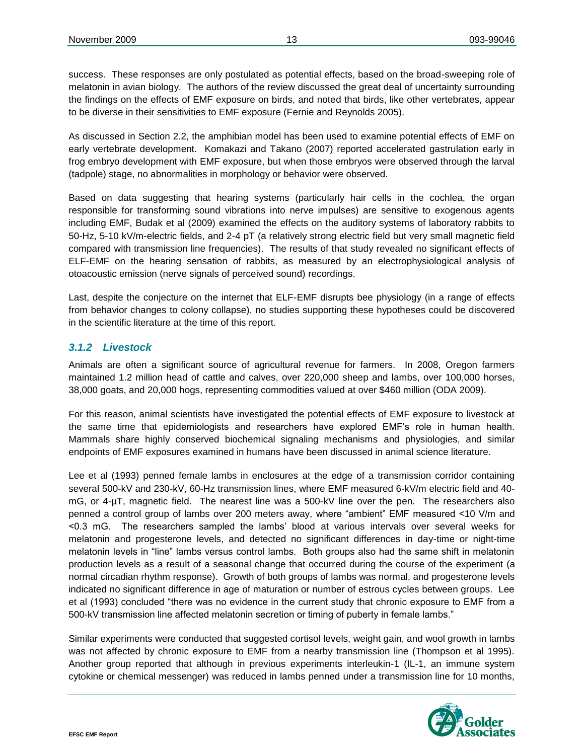success. These responses are only postulated as potential effects, based on the broad-sweeping role of melatonin in avian biology. The authors of the review discussed the great deal of uncertainty surrounding the findings on the effects of EMF exposure on birds, and noted that birds, like other vertebrates, appear to be diverse in their sensitivities to EMF exposure (Fernie and Reynolds 2005).

As discussed in Section 2.2, the amphibian model has been used to examine potential effects of EMF on early vertebrate development. Komakazi and Takano (2007) reported accelerated gastrulation early in frog embryo development with EMF exposure, but when those embryos were observed through the larval (tadpole) stage, no abnormalities in morphology or behavior were observed.

Based on data suggesting that hearing systems (particularly hair cells in the cochlea, the organ responsible for transforming sound vibrations into nerve impulses) are sensitive to exogenous agents including EMF, Budak et al (2009) examined the effects on the auditory systems of laboratory rabbits to 50-Hz, 5-10 kV/m-electric fields, and 2-4 pT (a relatively strong electric field but very small magnetic field compared with transmission line frequencies). The results of that study revealed no significant effects of ELF-EMF on the hearing sensation of rabbits, as measured by an electrophysiological analysis of otoacoustic emission (nerve signals of perceived sound) recordings.

Last, despite the conjecture on the internet that ELF-EMF disrupts bee physiology (in a range of effects from behavior changes to colony collapse), no studies supporting these hypotheses could be discovered in the scientific literature at the time of this report.

### *3.1.2 Livestock*

Animals are often a significant source of agricultural revenue for farmers. In 2008, Oregon farmers maintained 1.2 million head of cattle and calves, over 220,000 sheep and lambs, over 100,000 horses, 38,000 goats, and 20,000 hogs, representing commodities valued at over $460 million (ODA 2009).

For this reason, animal scientists have investigated the potential effects of EMF exposure to livestock at the same time that epidemiologists and researchers have explored EMF's role in human health. Mammals share highly conserved biochemical signaling mechanisms and physiologies, and similar endpoints of EMF exposures examined in humans have been discussed in animal science literature.

Lee et al (1993) penned female lambs in enclosures at the edge of a transmission corridor containing several 500-kV and 230-kV, 60-Hz transmission lines, where EMF measured 6-kV/m electric field and 40-mG, or 4-µT, magnetic field. The nearest line was a 500-kV line over the pen. The researchers also penned a control group of lambs over 200 meters away, where "ambient" EMF measured <10 V/m and <0.3 mG. The researchers sampled the lambs' blood at various intervals over several weeks for melatonin and progesterone levels, and detected no significant differences in day-time or night-time melatonin levels in "line" lambs versus control lambs. Both groups also had the same shift in melatonin production levels as a result of a seasonal change that occurred during the course of the experiment (a normal circadian rhythm response). Growth of both groups of lambs was normal, and progesterone levels indicated no significant difference in age of maturation or number of estrous cycles between groups. Lee et al (1993) concluded "there was no evidence in the current study that chronic exposure to EMF from a 500-kV transmission line affected melatonin secretion or timing of puberty in female lambs."

Similar experiments were conducted that suggested cortisol levels, weight gain, and wool growth in lambs was not affected by chronic exposure to EMF from a nearby transmission line (Thompson et al 1995). Another group reported that although in previous experiments interleukin-1 (IL-1, an immune system cytokine or chemical messenger) was reduced in lambs penned under a transmission line for 10 months,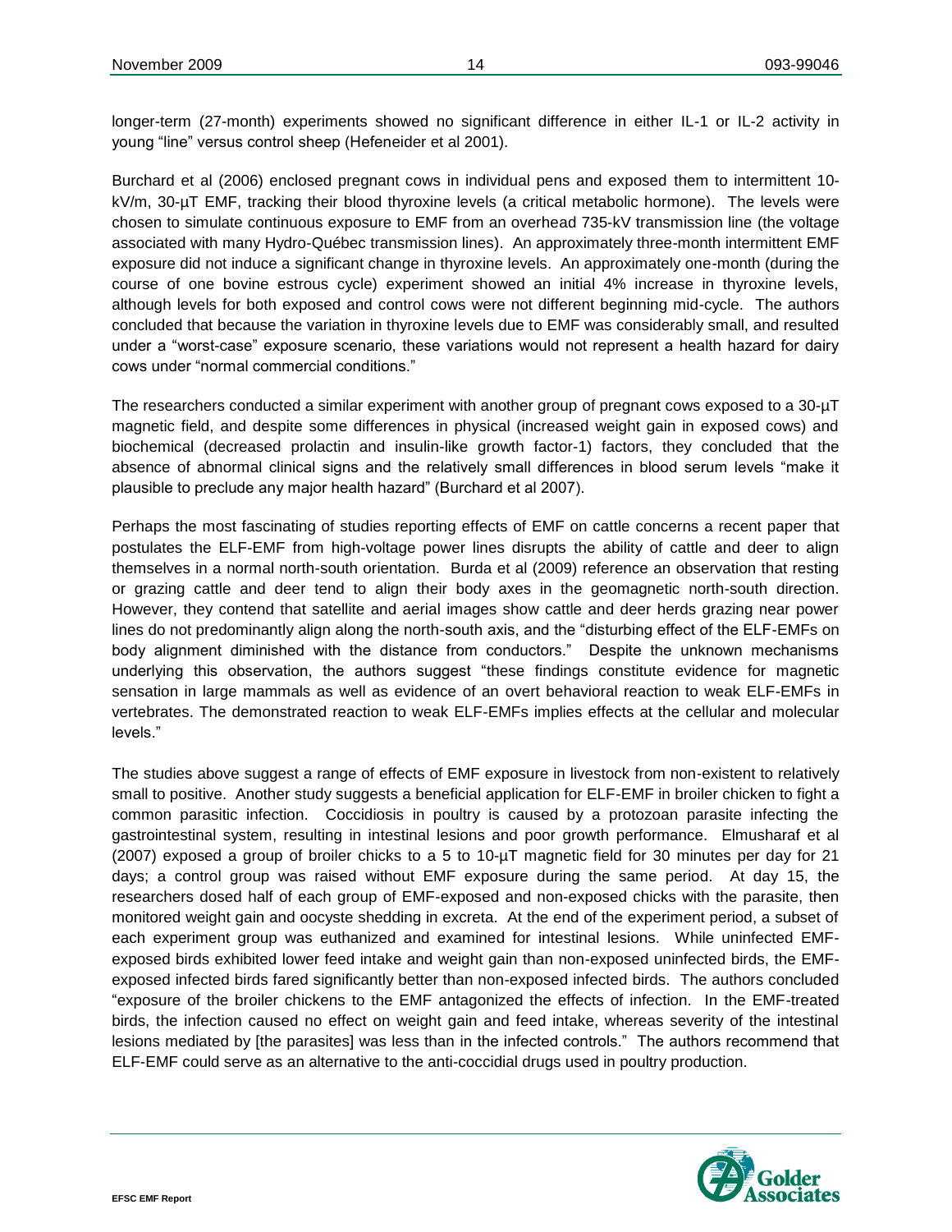longer-term (27-month) experiments showed no significant difference in either IL-1 or IL-2 activity in young "line" versus control sheep (Hefeneider et al 2001).

Burchard et al (2006) enclosed pregnant cows in individual pens and exposed them to intermittent 10-kV/m, 30-µT EMF, tracking their blood thyroxine levels (a critical metabolic hormone). The levels were chosen to simulate continuous exposure to EMF from an overhead 735-kV transmission line (the voltage associated with many Hydro-Québec transmission lines). An approximately three-month intermittent EMF exposure did not induce a significant change in thyroxine levels. An approximately one-month (during the course of one bovine estrous cycle) experiment showed an initial 4% increase in thyroxine levels, although levels for both exposed and control cows were not different beginning mid-cycle. The authors concluded that because the variation in thyroxine levels due to EMF was considerably small, and resulted under a "worst-case" exposure scenario, these variations would not represent a health hazard for dairy cows under "normal commercial conditions."

The researchers conducted a similar experiment with another group of pregnant cows exposed to a 30-µT magnetic field, and despite some differences in physical (increased weight gain in exposed cows) and biochemical (decreased prolactin and insulin-like growth factor-1) factors, they concluded that the absence of abnormal clinical signs and the relatively small differences in blood serum levels "make it plausible to preclude any major health hazard" (Burchard et al 2007).

Perhaps the most fascinating of studies reporting effects of EMF on cattle concerns a recent paper that postulates the ELF-EMF from high-voltage power lines disrupts the ability of cattle and deer to align themselves in a normal north-south orientation. Burda et al (2009) reference an observation that resting or grazing cattle and deer tend to align their body axes in the geomagnetic north-south direction. However, they contend that satellite and aerial images show cattle and deer herds grazing near power lines do not predominantly align along the north-south axis, and the "disturbing effect of the ELF-EMFs on body alignment diminished with the distance from conductors." Despite the unknown mechanisms underlying this observation, the authors suggest "these findings constitute evidence for magnetic sensation in large mammals as well as evidence of an overt behavioral reaction to weak ELF-EMFs in vertebrates. The demonstrated reaction to weak ELF-EMFs implies effects at the cellular and molecular levels."

The studies above suggest a range of effects of EMF exposure in livestock from non-existent to relatively small to positive. Another study suggests a beneficial application for ELF-EMF in broiler chicken to fight a common parasitic infection. Coccidiosis in poultry is caused by a protozoan parasite infecting the gastrointestinal system, resulting in intestinal lesions and poor growth performance. Elmusharaf et al (2007) exposed a group of broiler chicks to a 5 to 10-µT magnetic field for 30 minutes per day for 21 days; a control group was raised without EMF exposure during the same period. At day 15, the researchers dosed half of each group of EMF-exposed and non-exposed chicks with the parasite, then monitored weight gain and oocyste shedding in excreta. At the end of the experiment period, a subset of each experiment group was euthanized and examined for intestinal lesions. While uninfected EMF-exposed birds exhibited lower feed intake and weight gain than non-exposed uninfected birds, the EMF-exposed infected birds fared significantly better than non-exposed infected birds. The authors concluded "exposure of the broiler chickens to the EMF antagonized the effects of infection. In the EMF-treated birds, the infection caused no effect on weight gain and feed intake, whereas severity of the intestinal lesions mediated by [the parasites] was less than in the infected controls." The authors recommend that ELF-EMF could serve as an alternative to the anti-coccidial drugs used in poultry production.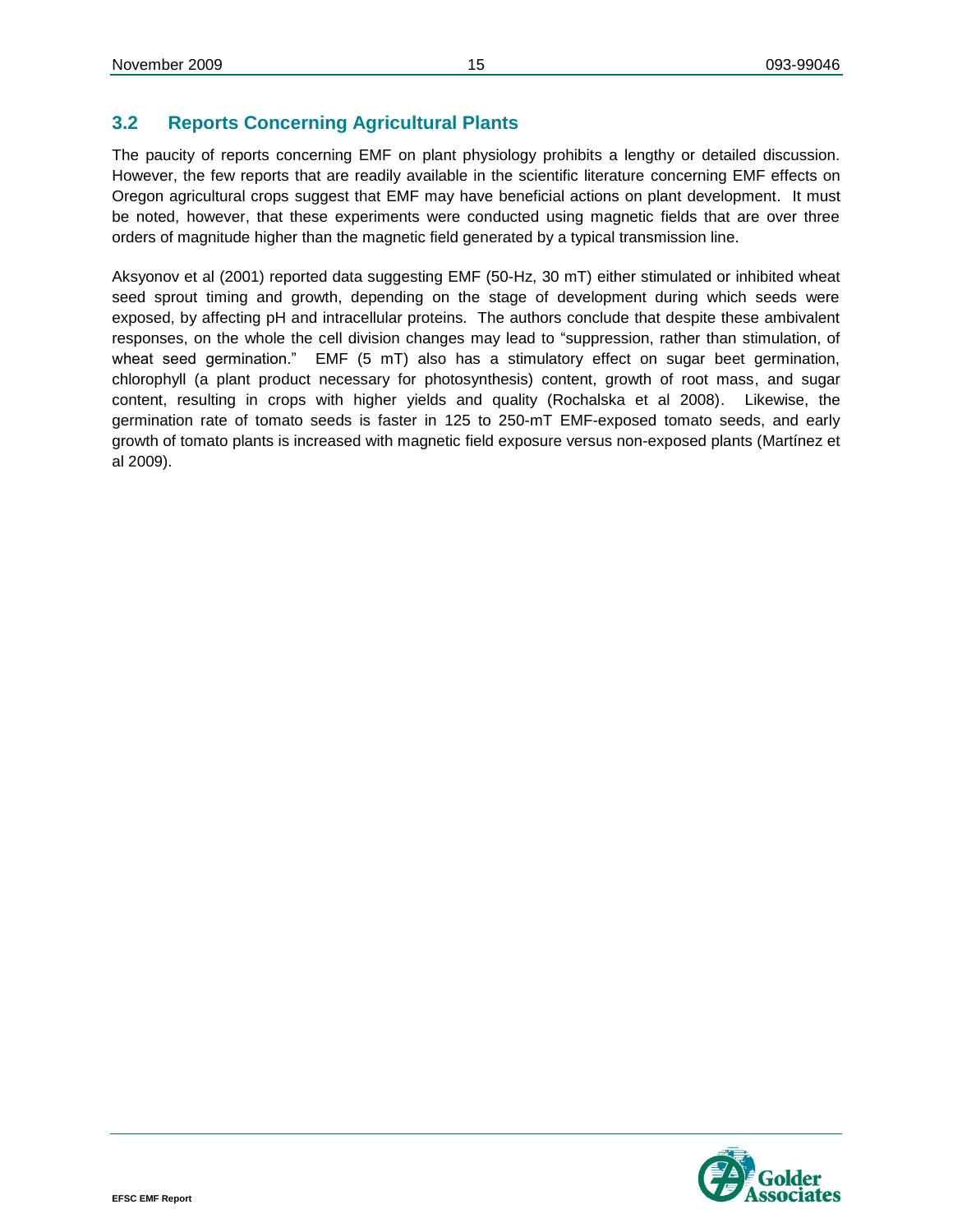## 3.2 Reports Concerning Agricultural Plants

The paucity of reports concerning EMF on plant physiology prohibits a lengthy or detailed discussion. However, the few reports that are readily available in the scientific literature concerning EMF effects on Oregon agricultural crops suggest that EMF may have beneficial actions on plant development. It must be noted, however, that these experiments were conducted using magnetic fields that are over three orders of magnitude higher than the magnetic field generated by a typical transmission line.

Aksyonov et al (2001) reported data suggesting EMF (50-Hz, 30 mT) either stimulated or inhibited wheat seed sprout timing and growth, depending on the stage of development during which seeds were exposed, by affecting pH and intracellular proteins. The authors conclude that despite these ambivalent responses, on the whole the cell division changes may lead to "suppression, rather than stimulation, of wheat seed germination." EMF (5 mT) also has a stimulatory effect on sugar beet germination, chlorophyll (a plant product necessary for photosynthesis) content, growth of root mass, and sugar content, resulting in crops with higher yields and quality (Rochalska et al 2008). Likewise, the germination rate of tomato seeds is faster in 125 to 250-mT EMF-exposed tomato seeds, and early growth of tomato plants is increased with magnetic field exposure versus non-exposed plants (Martínez et al 2009).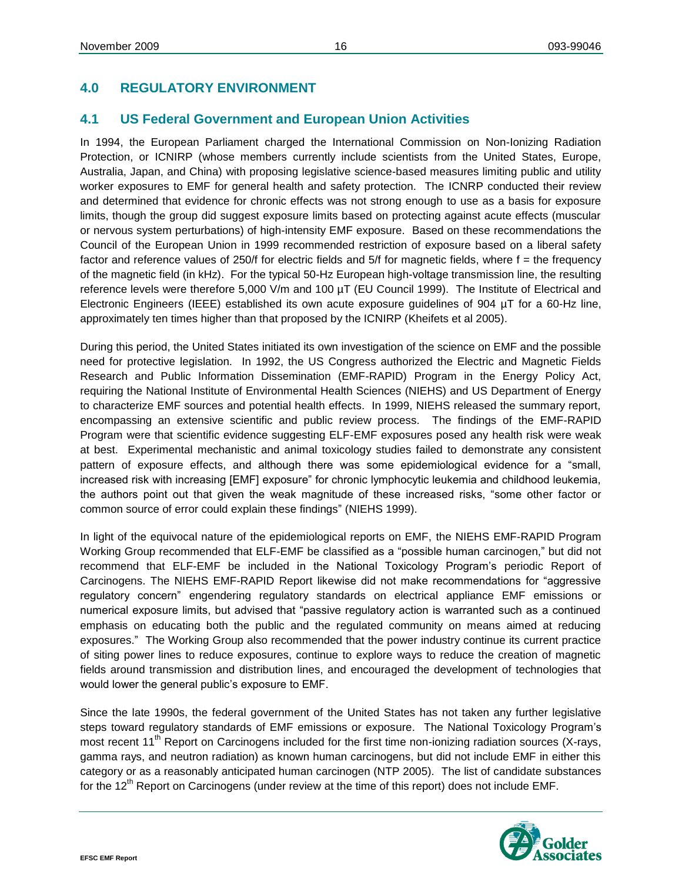# 4.0 REGULATORY ENVIRONMENT

## 4.1 US Federal Government and European Union Activities

In 1994, the European Parliament charged the International Commission on Non-Ionizing Radiation Protection, or ICNIRP (whose members currently include scientists from the United States, Europe, Australia, Japan, and China) with proposing legislative science-based measures limiting public and utility worker exposures to EMF for general health and safety protection. The ICNRP conducted their review and determined that evidence for chronic effects was not strong enough to use as a basis for exposure limits, though the group did suggest exposure limits based on protecting against acute effects (muscular or nervous system perturbations) of high-intensity EMF exposure. Based on these recommendations the Council of the European Union in 1999 recommended restriction of exposure based on a liberal safety factor and reference values of 250/f for electric fields and 5/f for magnetic fields, where f = the frequency of the magnetic field (in kHz). For the typical 50-Hz European high-voltage transmission line, the resulting reference levels were therefore 5,000 V/m and 100 µT (EU Council 1999). The Institute of Electrical and Electronic Engineers (IEEE) established its own acute exposure guidelines of 904 µT for a 60-Hz line, approximately ten times higher than that proposed by the ICNIRP (Kheifets et al 2005).

During this period, the United States initiated its own investigation of the science on EMF and the possible need for protective legislation. In 1992, the US Congress authorized the Electric and Magnetic Fields Research and Public Information Dissemination (EMF-RAPID) Program in the Energy Policy Act, requiring the National Institute of Environmental Health Sciences (NIEHS) and US Department of Energy to characterize EMF sources and potential health effects. In 1999, NIEHS released the summary report, encompassing an extensive scientific and public review process. The findings of the EMF-RAPID Program were that scientific evidence suggesting ELF-EMF exposures posed any health risk were weak at best. Experimental mechanistic and animal toxicology studies failed to demonstrate any consistent pattern of exposure effects, and although there was some epidemiological evidence for a "small, increased risk with increasing [EMF] exposure" for chronic lymphocytic leukemia and childhood leukemia, the authors point out that given the weak magnitude of these increased risks, "some other factor or common source of error could explain these findings" (NIEHS 1999).

In light of the equivocal nature of the epidemiological reports on EMF, the NIEHS EMF-RAPID Program Working Group recommended that ELF-EMF be classified as a "possible human carcinogen," but did not recommend that ELF-EMF be included in the National Toxicology Program's periodic Report of Carcinogens. The NIEHS EMF-RAPID Report likewise did not make recommendations for "aggressive regulatory concern" engendering regulatory standards on electrical appliance EMF emissions or numerical exposure limits, but advised that "passive regulatory action is warranted such as a continued emphasis on educating both the public and the regulated community on means aimed at reducing exposures." The Working Group also recommended that the power industry continue its current practice of siting power lines to reduce exposures, continue to explore ways to reduce the creation of magnetic fields around transmission and distribution lines, and encouraged the development of technologies that would lower the general public's exposure to EMF.

Since the late 1990s, the federal government of the United States has not taken any further legislative steps toward regulatory standards of EMF emissions or exposure. The National Toxicology Program's most recent 11th Report on Carcinogens included for the first time non-ionizing radiation sources (X-rays, gamma rays, and neutron radiation) as known human carcinogens, but did not include EMF in either this category or as a reasonably anticipated human carcinogen (NTP 2005). The list of candidate substances for the 12th Report on Carcinogens (under review at the time of this report) does not include EMF.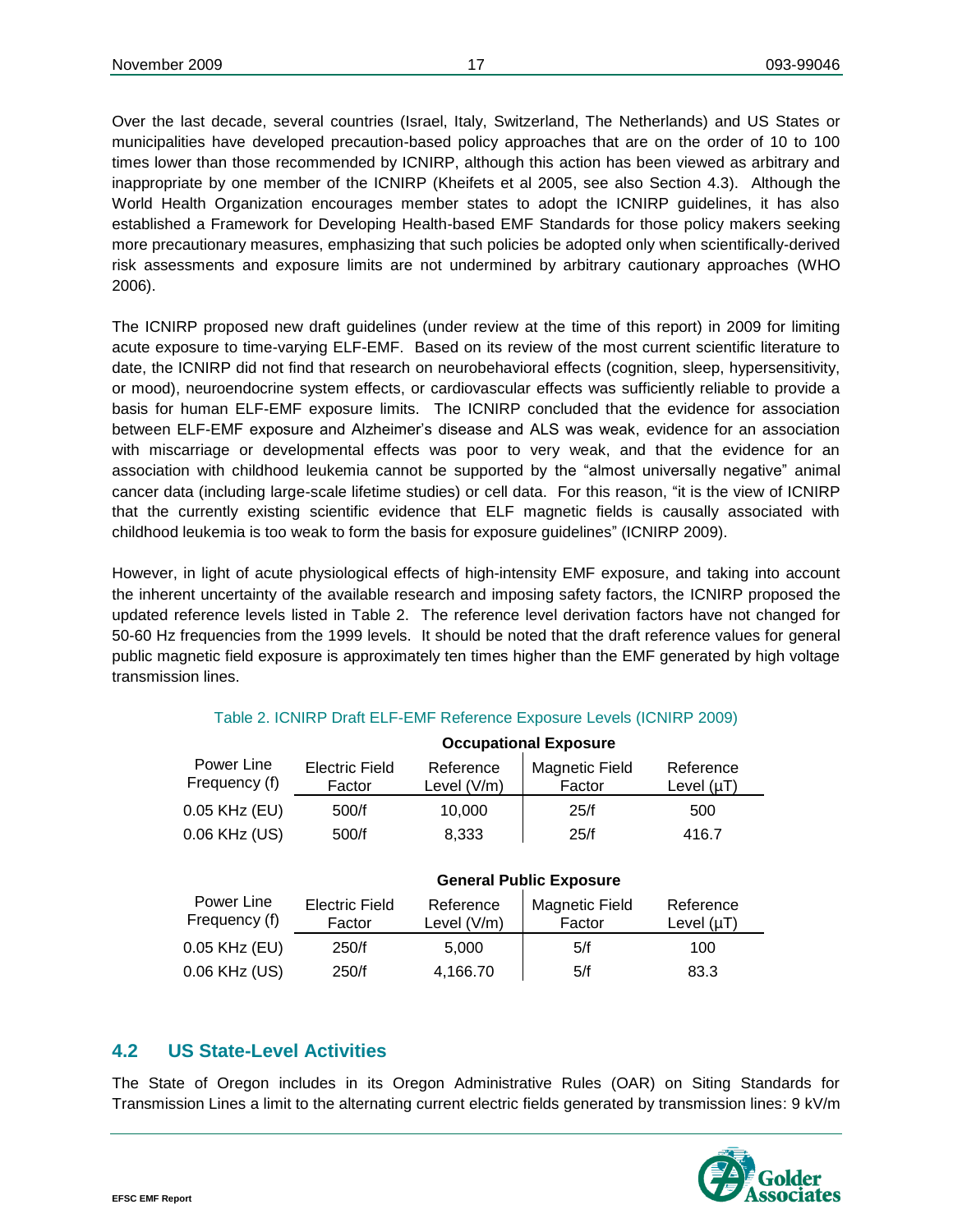Over the last decade, several countries (Israel, Italy, Switzerland, The Netherlands) and US States or municipalities have developed precaution-based policy approaches that are on the order of 10 to 100 times lower than those recommended by ICNIRP, although this action has been viewed as arbitrary and inappropriate by one member of the ICNIRP (Kheifets et al 2005, see also Section 4.3). Although the World Health Organization encourages member states to adopt the ICNIRP guidelines, it has also established a Framework for Developing Health-based EMF Standards for those policy makers seeking more precautionary measures, emphasizing that such policies be adopted only when scientifically-derived risk assessments and exposure limits are not undermined by arbitrary cautionary approaches (WHO 2006).

The ICNIRP proposed new draft guidelines (under review at the time of this report) in 2009 for limiting acute exposure to time-varying ELF-EMF. Based on its review of the most current scientific literature to date, the ICNIRP did not find that research on neurobehavioral effects (cognition, sleep, hypersensitivity, or mood), neuroendocrine system effects, or cardiovascular effects was sufficiently reliable to provide a basis for human ELF-EMF exposure limits. The ICNIRP concluded that the evidence for association between ELF-EMF exposure and Alzheimer's disease and ALS was weak, evidence for an association with miscarriage or developmental effects was poor to very weak, and that the evidence for an association with childhood leukemia cannot be supported by the "almost universally negative" animal cancer data (including large-scale lifetime studies) or cell data. For this reason, "it is the view of ICNIRP that the currently existing scientific evidence that ELF magnetic fields is causally associated with childhood leukemia is too weak to form the basis for exposure guidelines" (ICNIRP 2009).

However, in light of acute physiological effects of high-intensity EMF exposure, and taking into account the inherent uncertainty of the available research and imposing safety factors, the ICNIRP proposed the updated reference levels listed in Table 2. The reference level derivation factors have not changed for 50-60 Hz frequencies from the 1999 levels. It should be noted that the draft reference values for general public magnetic field exposure is approximately ten times higher than the EMF generated by high voltage transmission lines.

Table 2. ICNIRP Draft ELF-EMF Reference Exposure Levels (ICNIRP 2009)

| | **Occupational Exposure** | | | |
|---|---|---|---|---|
| Power Line Frequency (f) | Electric Field Factor | Reference Level (V/m) | Magnetic Field Factor | Reference Level (µT) |
| 0.05 KHz (EU) | 500/f | 10,000 | 25/f | 500 |
| 0.06 KHz (US) | 500/f | 8,333 | 25/f | 416.7 |

| | **General Public Exposure** | | | |
|---|---|---|---|---|
| Power Line Frequency (f) | Electric Field Factor | Reference Level (V/m) | Magnetic Field Factor | Reference Level (µT) |
| 0.05 KHz (EU) | 250/f | 5,000 | 5/f | 100 |
| 0.06 KHz (US) | 250/f | 4,166.70 | 5/f | 83.3 |

## 4.2 US State-Level Activities

The State of Oregon includes in its Oregon Administrative Rules (OAR) on Siting Standards for Transmission Lines a limit to the alternating current electric fields generated by transmission lines: 9 kV/m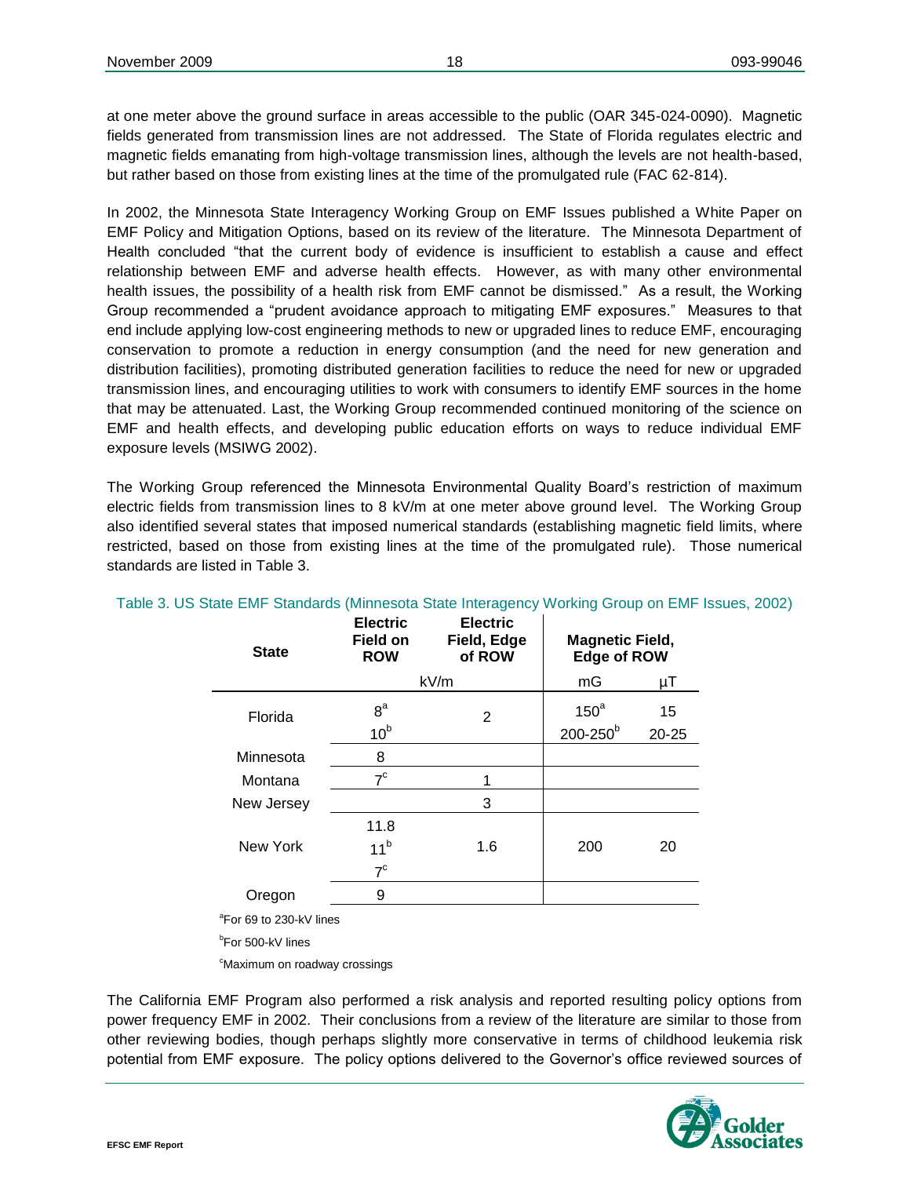at one meter above the ground surface in areas accessible to the public (OAR 345-024-0090). Magnetic fields generated from transmission lines are not addressed. The State of Florida regulates electric and magnetic fields emanating from high-voltage transmission lines, although the levels are not health-based, but rather based on those from existing lines at the time of the promulgated rule (FAC 62-814).

In 2002, the Minnesota State Interagency Working Group on EMF Issues published a White Paper on EMF Policy and Mitigation Options, based on its review of the literature. The Minnesota Department of Health concluded "that the current body of evidence is insufficient to establish a cause and effect relationship between EMF and adverse health effects. However, as with many other environmental health issues, the possibility of a health risk from EMF cannot be dismissed." As a result, the Working Group recommended a "prudent avoidance approach to mitigating EMF exposures." Measures to that end include applying low-cost engineering methods to new or upgraded lines to reduce EMF, encouraging conservation to promote a reduction in energy consumption (and the need for new generation and distribution facilities), promoting distributed generation facilities to reduce the need for new or upgraded transmission lines, and encouraging utilities to work with consumers to identify EMF sources in the home that may be attenuated. Last, the Working Group recommended continued monitoring of the science on EMF and health effects, and developing public education efforts on ways to reduce individual EMF exposure levels (MSIWG 2002).

The Working Group referenced the Minnesota Environmental Quality Board's restriction of maximum electric fields from transmission lines to 8 kV/m at one meter above ground level. The Working Group also identified several states that imposed numerical standards (establishing magnetic field limits, where restricted, based on those from existing lines at the time of the promulgated rule). Those numerical standards are listed in Table 3.

Table 3. US State EMF Standards (Minnesota State Interagency Working Group on EMF Issues, 2002)

| State | Electric Field on ROW | Electric Field, Edge of ROW | Magnetic Field, Edge of ROW | |
|---|---|---|---|---|
| | kV/m | | mG | μT |
| Florida | 8[a]<br>10[b] | 2 | 150[a]<br>200-250[b] | 15<br>20-25 |
| Minnesota | 8 | | | |
| Montana | 7[c] | 1 | | |
| New Jersey | | 3 | | |
| New York | 11.8<br>11[b]<br>7[c] | 1.6 | 200 | 20 |
| Oregon | 9 | | | |

[a]For 69 to 230-kV lines

[b]For 500-kV lines

[c]Maximum on roadway crossings

The California EMF Program also performed a risk analysis and reported resulting policy options from power frequency EMF in 2002. Their conclusions from a review of the literature are similar to those from other reviewing bodies, though perhaps slightly more conservative in terms of childhood leukemia risk potential from EMF exposure. The policy options delivered to the Governor's office reviewed sources of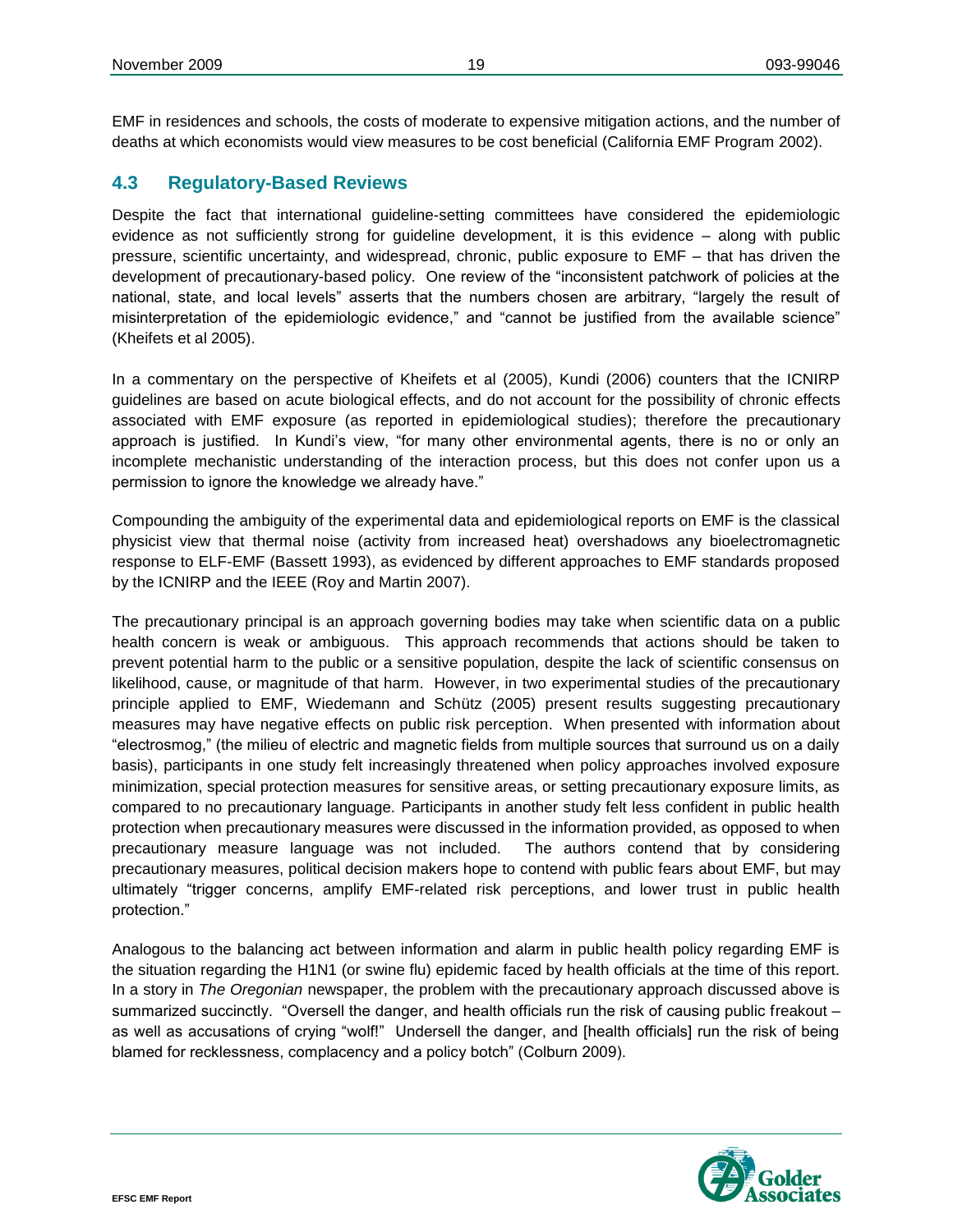EMF in residences and schools, the costs of moderate to expensive mitigation actions, and the number of deaths at which economists would view measures to be cost beneficial (California EMF Program 2002).

## 4.3 Regulatory-Based Reviews

Despite the fact that international guideline-setting committees have considered the epidemiologic evidence as not sufficiently strong for guideline development, it is this evidence – along with public pressure, scientific uncertainty, and widespread, chronic, public exposure to EMF – that has driven the development of precautionary-based policy. One review of the "inconsistent patchwork of policies at the national, state, and local levels" asserts that the numbers chosen are arbitrary, "largely the result of misinterpretation of the epidemiologic evidence," and "cannot be justified from the available science" (Kheifets et al 2005).

In a commentary on the perspective of Kheifets et al (2005), Kundi (2006) counters that the ICNIRP guidelines are based on acute biological effects, and do not account for the possibility of chronic effects associated with EMF exposure (as reported in epidemiological studies); therefore the precautionary approach is justified. In Kundi's view, "for many other environmental agents, there is no or only an incomplete mechanistic understanding of the interaction process, but this does not confer upon us a permission to ignore the knowledge we already have."

Compounding the ambiguity of the experimental data and epidemiological reports on EMF is the classical physicist view that thermal noise (activity from increased heat) overshadows any bioelectromagnetic response to ELF-EMF (Bassett 1993), as evidenced by different approaches to EMF standards proposed by the ICNIRP and the IEEE (Roy and Martin 2007).

The precautionary principal is an approach governing bodies may take when scientific data on a public health concern is weak or ambiguous. This approach recommends that actions should be taken to prevent potential harm to the public or a sensitive population, despite the lack of scientific consensus on likelihood, cause, or magnitude of that harm. However, in two experimental studies of the precautionary principle applied to EMF, Wiedemann and Schütz (2005) present results suggesting precautionary measures may have negative effects on public risk perception. When presented with information about "electrosmog," (the milieu of electric and magnetic fields from multiple sources that surround us on a daily basis), participants in one study felt increasingly threatened when policy approaches involved exposure minimization, special protection measures for sensitive areas, or setting precautionary exposure limits, as compared to no precautionary language. Participants in another study felt less confident in public health protection when precautionary measures were discussed in the information provided, as opposed to when precautionary measure language was not included. The authors contend that by considering precautionary measures, political decision makers hope to contend with public fears about EMF, but may ultimately "trigger concerns, amplify EMF-related risk perceptions, and lower trust in public health protection."

Analogous to the balancing act between information and alarm in public health policy regarding EMF is the situation regarding the H1N1 (or swine flu) epidemic faced by health officials at the time of this report. In a story in *The Oregonian* newspaper, the problem with the precautionary approach discussed above is summarized succinctly. "Oversell the danger, and health officials run the risk of causing public freakout – as well as accusations of crying "wolf!" Undersell the danger, and [health officials] run the risk of being blamed for recklessness, complacency and a policy botch" (Colburn 2009).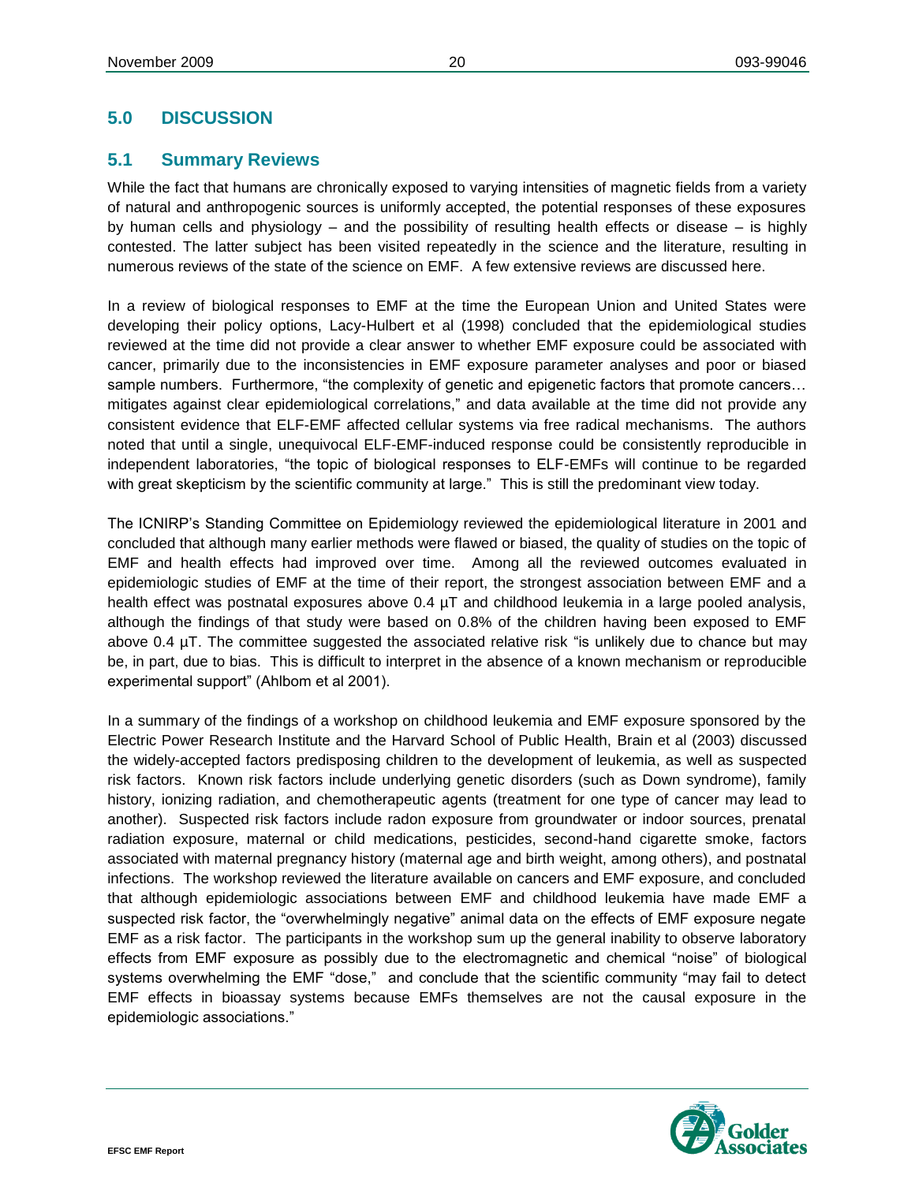## 5.0 DISCUSSION

### 5.1 Summary Reviews

While the fact that humans are chronically exposed to varying intensities of magnetic fields from a variety of natural and anthropogenic sources is uniformly accepted, the potential responses of these exposures by human cells and physiology – and the possibility of resulting health effects or disease – is highly contested. The latter subject has been visited repeatedly in the science and the literature, resulting in numerous reviews of the state of the science on EMF. A few extensive reviews are discussed here.

In a review of biological responses to EMF at the time the European Union and United States were developing their policy options, Lacy-Hulbert et al (1998) concluded that the epidemiological studies reviewed at the time did not provide a clear answer to whether EMF exposure could be associated with cancer, primarily due to the inconsistencies in EMF exposure parameter analyses and poor or biased sample numbers. Furthermore, "the complexity of genetic and epigenetic factors that promote cancers… mitigates against clear epidemiological correlations," and data available at the time did not provide any consistent evidence that ELF-EMF affected cellular systems via free radical mechanisms. The authors noted that until a single, unequivocal ELF-EMF-induced response could be consistently reproducible in independent laboratories, "the topic of biological responses to ELF-EMFs will continue to be regarded with great skepticism by the scientific community at large." This is still the predominant view today.

The ICNIRP's Standing Committee on Epidemiology reviewed the epidemiological literature in 2001 and concluded that although many earlier methods were flawed or biased, the quality of studies on the topic of EMF and health effects had improved over time. Among all the reviewed outcomes evaluated in epidemiologic studies of EMF at the time of their report, the strongest association between EMF and a health effect was postnatal exposures above 0.4 µT and childhood leukemia in a large pooled analysis, although the findings of that study were based on 0.8% of the children having been exposed to EMF above 0.4 µT. The committee suggested the associated relative risk "is unlikely due to chance but may be, in part, due to bias. This is difficult to interpret in the absence of a known mechanism or reproducible experimental support" (Ahlbom et al 2001).

In a summary of the findings of a workshop on childhood leukemia and EMF exposure sponsored by the Electric Power Research Institute and the Harvard School of Public Health, Brain et al (2003) discussed the widely-accepted factors predisposing children to the development of leukemia, as well as suspected risk factors. Known risk factors include underlying genetic disorders (such as Down syndrome), family history, ionizing radiation, and chemotherapeutic agents (treatment for one type of cancer may lead to another). Suspected risk factors include radon exposure from groundwater or indoor sources, prenatal radiation exposure, maternal or child medications, pesticides, second-hand cigarette smoke, factors associated with maternal pregnancy history (maternal age and birth weight, among others), and postnatal infections. The workshop reviewed the literature available on cancers and EMF exposure, and concluded that although epidemiologic associations between EMF and childhood leukemia have made EMF a suspected risk factor, the "overwhelmingly negative" animal data on the effects of EMF exposure negate EMF as a risk factor. The participants in the workshop sum up the general inability to observe laboratory effects from EMF exposure as possibly due to the electromagnetic and chemical "noise" of biological systems overwhelming the EMF "dose," and conclude that the scientific community "may fail to detect EMF effects in bioassay systems because EMFs themselves are not the causal exposure in the epidemiologic associations."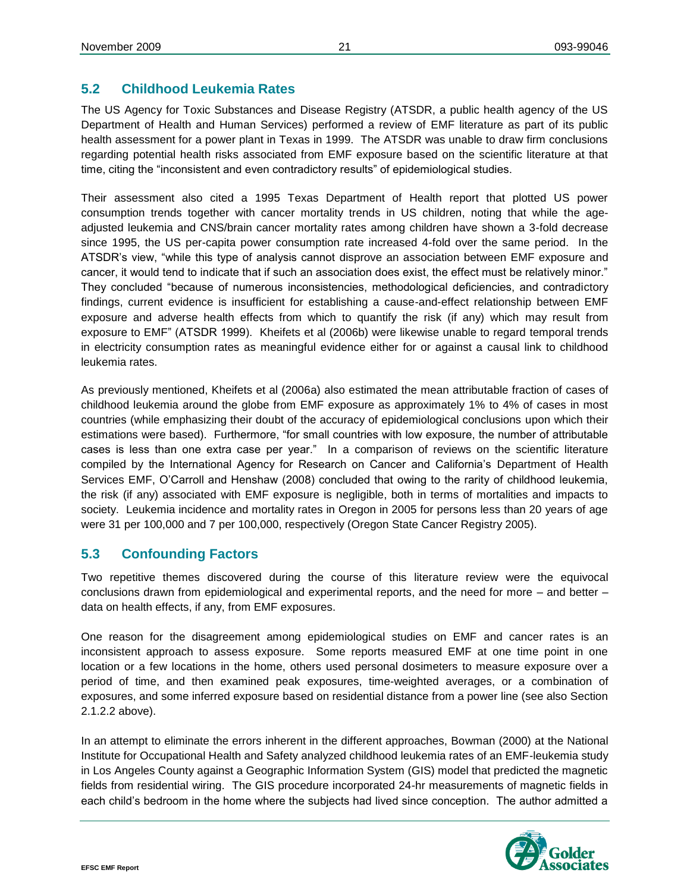## 5.2 Childhood Leukemia Rates

The US Agency for Toxic Substances and Disease Registry (ATSDR, a public health agency of the US Department of Health and Human Services) performed a review of EMF literature as part of its public health assessment for a power plant in Texas in 1999. The ATSDR was unable to draw firm conclusions regarding potential health risks associated from EMF exposure based on the scientific literature at that time, citing the "inconsistent and even contradictory results" of epidemiological studies.

Their assessment also cited a 1995 Texas Department of Health report that plotted US power consumption trends together with cancer mortality trends in US children, noting that while the age-adjusted leukemia and CNS/brain cancer mortality rates among children have shown a 3-fold decrease since 1995, the US per-capita power consumption rate increased 4-fold over the same period. In the ATSDR's view, "while this type of analysis cannot disprove an association between EMF exposure and cancer, it would tend to indicate that if such an association does exist, the effect must be relatively minor." They concluded "because of numerous inconsistencies, methodological deficiencies, and contradictory findings, current evidence is insufficient for establishing a cause-and-effect relationship between EMF exposure and adverse health effects from which to quantify the risk (if any) which may result from exposure to EMF" (ATSDR 1999). Kheifets et al (2006b) were likewise unable to regard temporal trends in electricity consumption rates as meaningful evidence either for or against a causal link to childhood leukemia rates.

As previously mentioned, Kheifets et al (2006a) also estimated the mean attributable fraction of cases of childhood leukemia around the globe from EMF exposure as approximately 1% to 4% of cases in most countries (while emphasizing their doubt of the accuracy of epidemiological conclusions upon which their estimations were based). Furthermore, "for small countries with low exposure, the number of attributable cases is less than one extra case per year." In a comparison of reviews on the scientific literature compiled by the International Agency for Research on Cancer and California's Department of Health Services EMF, O'Carroll and Henshaw (2008) concluded that owing to the rarity of childhood leukemia, the risk (if any) associated with EMF exposure is negligible, both in terms of mortalities and impacts to society. Leukemia incidence and mortality rates in Oregon in 2005 for persons less than 20 years of age were 31 per 100,000 and 7 per 100,000, respectively (Oregon State Cancer Registry 2005).

## 5.3 Confounding Factors

Two repetitive themes discovered during the course of this literature review were the equivocal conclusions drawn from epidemiological and experimental reports, and the need for more – and better – data on health effects, if any, from EMF exposures.

One reason for the disagreement among epidemiological studies on EMF and cancer rates is an inconsistent approach to assess exposure. Some reports measured EMF at one time point in one location or a few locations in the home, others used personal dosimeters to measure exposure over a period of time, and then examined peak exposures, time-weighted averages, or a combination of exposures, and some inferred exposure based on residential distance from a power line (see also Section 2.1.2.2 above).

In an attempt to eliminate the errors inherent in the different approaches, Bowman (2000) at the National Institute for Occupational Health and Safety analyzed childhood leukemia rates of an EMF-leukemia study in Los Angeles County against a Geographic Information System (GIS) model that predicted the magnetic fields from residential wiring. The GIS procedure incorporated 24-hr measurements of magnetic fields in each child's bedroom in the home where the subjects had lived since conception. The author admitted a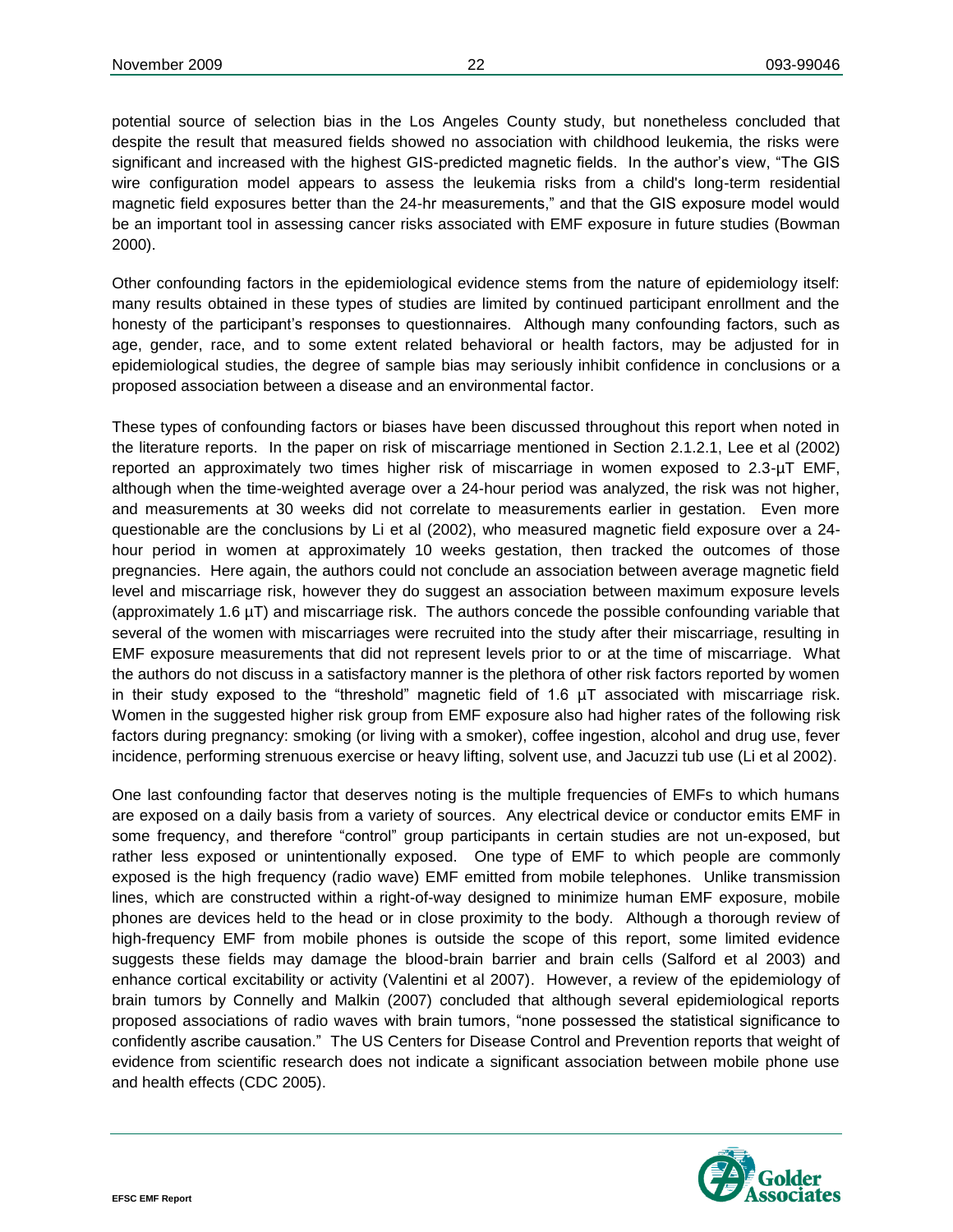potential source of selection bias in the Los Angeles County study, but nonetheless concluded that despite the result that measured fields showed no association with childhood leukemia, the risks were significant and increased with the highest GIS-predicted magnetic fields. In the author's view, "The GIS wire configuration model appears to assess the leukemia risks from a child's long-term residential magnetic field exposures better than the 24-hr measurements," and that the GIS exposure model would be an important tool in assessing cancer risks associated with EMF exposure in future studies (Bowman 2000).

Other confounding factors in the epidemiological evidence stems from the nature of epidemiology itself: many results obtained in these types of studies are limited by continued participant enrollment and the honesty of the participant's responses to questionnaires. Although many confounding factors, such as age, gender, race, and to some extent related behavioral or health factors, may be adjusted for in epidemiological studies, the degree of sample bias may seriously inhibit confidence in conclusions or a proposed association between a disease and an environmental factor.

These types of confounding factors or biases have been discussed throughout this report when noted in the literature reports. In the paper on risk of miscarriage mentioned in Section 2.1.2.1, Lee et al (2002) reported an approximately two times higher risk of miscarriage in women exposed to 2.3-µT EMF, although when the time-weighted average over a 24-hour period was analyzed, the risk was not higher, and measurements at 30 weeks did not correlate to measurements earlier in gestation. Even more questionable are the conclusions by Li et al (2002), who measured magnetic field exposure over a 24-hour period in women at approximately 10 weeks gestation, then tracked the outcomes of those pregnancies. Here again, the authors could not conclude an association between average magnetic field level and miscarriage risk, however they do suggest an association between maximum exposure levels (approximately 1.6 µT) and miscarriage risk. The authors concede the possible confounding variable that several of the women with miscarriages were recruited into the study after their miscarriage, resulting in EMF exposure measurements that did not represent levels prior to or at the time of miscarriage. What the authors do not discuss in a satisfactory manner is the plethora of other risk factors reported by women in their study exposed to the "threshold" magnetic field of 1.6 µT associated with miscarriage risk. Women in the suggested higher risk group from EMF exposure also had higher rates of the following risk factors during pregnancy: smoking (or living with a smoker), coffee ingestion, alcohol and drug use, fever incidence, performing strenuous exercise or heavy lifting, solvent use, and Jacuzzi tub use (Li et al 2002).

One last confounding factor that deserves noting is the multiple frequencies of EMFs to which humans are exposed on a daily basis from a variety of sources. Any electrical device or conductor emits EMF in some frequency, and therefore "control" group participants in certain studies are not un-exposed, but rather less exposed or unintentionally exposed. One type of EMF to which people are commonly exposed is the high frequency (radio wave) EMF emitted from mobile telephones. Unlike transmission lines, which are constructed within a right-of-way designed to minimize human EMF exposure, mobile phones are devices held to the head or in close proximity to the body. Although a thorough review of high-frequency EMF from mobile phones is outside the scope of this report, some limited evidence suggests these fields may damage the blood-brain barrier and brain cells (Salford et al 2003) and enhance cortical excitability or activity (Valentini et al 2007). However, a review of the epidemiology of brain tumors by Connelly and Malkin (2007) concluded that although several epidemiological reports proposed associations of radio waves with brain tumors, "none possessed the statistical significance to confidently ascribe causation." The US Centers for Disease Control and Prevention reports that weight of evidence from scientific research does not indicate a significant association between mobile phone use and health effects (CDC 2005).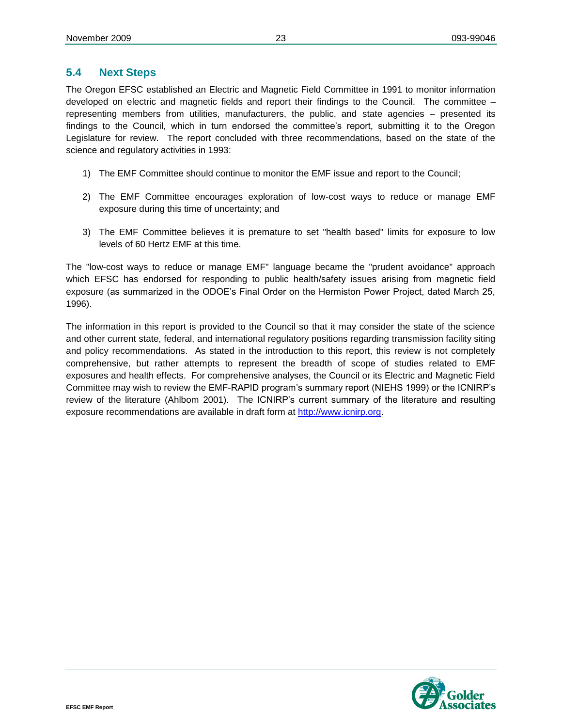## 5.4 Next Steps

The Oregon EFSC established an Electric and Magnetic Field Committee in 1991 to monitor information developed on electric and magnetic fields and report their findings to the Council. The committee – representing members from utilities, manufacturers, the public, and state agencies – presented its findings to the Council, which in turn endorsed the committee's report, submitting it to the Oregon Legislature for review. The report concluded with three recommendations, based on the state of the science and regulatory activities in 1993:

1) The EMF Committee should continue to monitor the EMF issue and report to the Council;

2) The EMF Committee encourages exploration of low-cost ways to reduce or manage EMF exposure during this time of uncertainty; and

3) The EMF Committee believes it is premature to set "health based" limits for exposure to low levels of 60 Hertz EMF at this time.

The "low-cost ways to reduce or manage EMF" language became the "prudent avoidance" approach which EFSC has endorsed for responding to public health/safety issues arising from magnetic field exposure (as summarized in the ODOE's Final Order on the Hermiston Power Project, dated March 25, 1996).

The information in this report is provided to the Council so that it may consider the state of the science and other current state, federal, and international regulatory positions regarding transmission facility siting and policy recommendations. As stated in the introduction to this report, this review is not completely comprehensive, but rather attempts to represent the breadth of scope of studies related to EMF exposures and health effects. For comprehensive analyses, the Council or its Electric and Magnetic Field Committee may wish to review the EMF-RAPID program's summary report (NIEHS 1999) or the ICNIRP's review of the literature (Ahlbom 2001). The ICNIRP's current summary of the literature and resulting exposure recommendations are available in draft form at http://www.icnirp.org.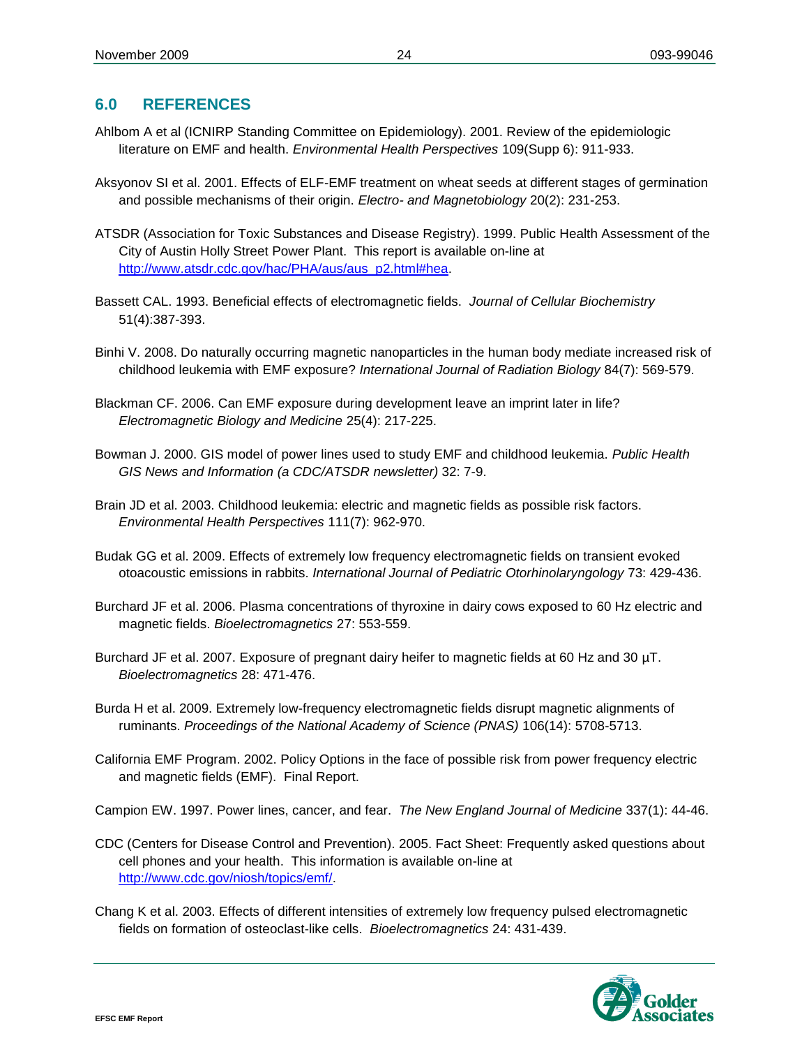## 6.0 REFERENCES

Ahlbom A et al (ICNIRP Standing Committee on Epidemiology). 2001. Review of the epidemiologic literature on EMF and health. *Environmental Health Perspectives* 109(Supp 6): 911-933.

Aksyonov SI et al. 2001. Effects of ELF-EMF treatment on wheat seeds at different stages of germination and possible mechanisms of their origin. *Electro- and Magnetobiology* 20(2): 231-253.

ATSDR (Association for Toxic Substances and Disease Registry). 1999. Public Health Assessment of the City of Austin Holly Street Power Plant. This report is available on-line at http://www.atsdr.cdc.gov/hac/PHA/aus/aus_p2.html#hea.

Bassett CAL. 1993. Beneficial effects of electromagnetic fields. *Journal of Cellular Biochemistry* 51(4):387-393.

Binhi V. 2008. Do naturally occurring magnetic nanoparticles in the human body mediate increased risk of childhood leukemia with EMF exposure? *International Journal of Radiation Biology* 84(7): 569-579.

Blackman CF. 2006. Can EMF exposure during development leave an imprint later in life? *Electromagnetic Biology and Medicine* 25(4): 217-225.

Bowman J. 2000. GIS model of power lines used to study EMF and childhood leukemia. *Public Health GIS News and Information (a CDC/ATSDR newsletter)* 32: 7-9.

Brain JD et al. 2003. Childhood leukemia: electric and magnetic fields as possible risk factors. *Environmental Health Perspectives* 111(7): 962-970.

Budak GG et al. 2009. Effects of extremely low frequency electromagnetic fields on transient evoked otoacoustic emissions in rabbits. *International Journal of Pediatric Otorhinolaryngology* 73: 429-436.

Burchard JF et al. 2006. Plasma concentrations of thyroxine in dairy cows exposed to 60 Hz electric and magnetic fields. *Bioelectromagnetics* 27: 553-559.

Burchard JF et al. 2007. Exposure of pregnant dairy heifer to magnetic fields at 60 Hz and 30 µT. *Bioelectromagnetics* 28: 471-476.

Burda H et al. 2009. Extremely low-frequency electromagnetic fields disrupt magnetic alignments of ruminants. *Proceedings of the National Academy of Science (PNAS)* 106(14): 5708-5713.

California EMF Program. 2002. Policy Options in the face of possible risk from power frequency electric and magnetic fields (EMF). Final Report.

Campion EW. 1997. Power lines, cancer, and fear. *The New England Journal of Medicine* 337(1): 44-46.

CDC (Centers for Disease Control and Prevention). 2005. Fact Sheet: Frequently asked questions about cell phones and your health. This information is available on-line at http://www.cdc.gov/niosh/topics/emf/.

Chang K et al. 2003. Effects of different intensities of extremely low frequency pulsed electromagnetic fields on formation of osteoclast-like cells. *Bioelectromagnetics* 24: 431-439.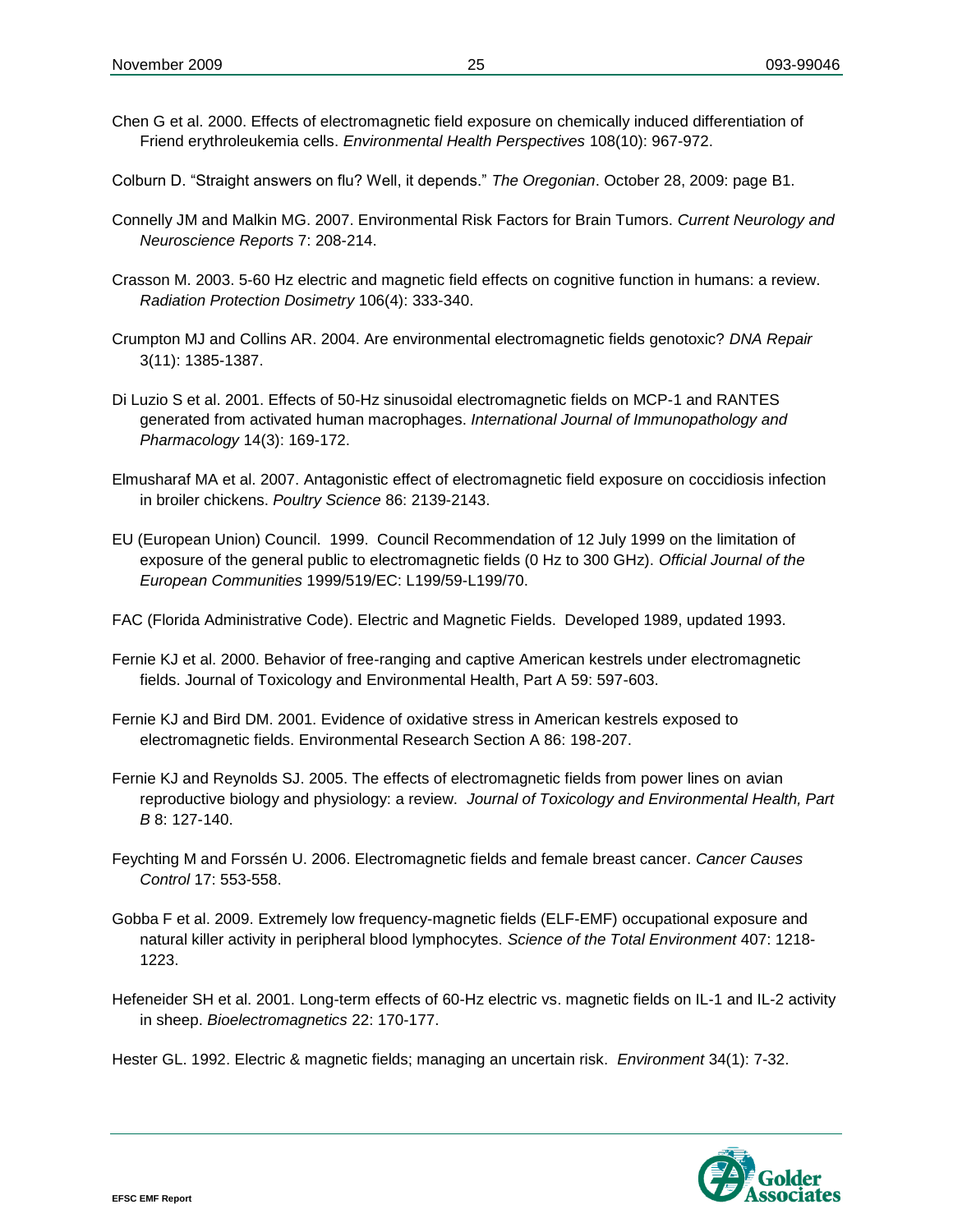Chen G et al. 2000. Effects of electromagnetic field exposure on chemically induced differentiation of Friend erythroleukemia cells. *Environmental Health Perspectives* 108(10): 967-972.

Colburn D. “Straight answers on flu? Well, it depends.” *The Oregonian*. October 28, 2009: page B1.

Connelly JM and Malkin MG. 2007. Environmental Risk Factors for Brain Tumors. *Current Neurology and Neuroscience Reports* 7: 208-214.

Crasson M. 2003. 5-60 Hz electric and magnetic field effects on cognitive function in humans: a review. *Radiation Protection Dosimetry* 106(4): 333-340.

Crumpton MJ and Collins AR. 2004. Are environmental electromagnetic fields genotoxic? *DNA Repair* 3(11): 1385-1387.

Di Luzio S et al. 2001. Effects of 50-Hz sinusoidal electromagnetic fields on MCP-1 and RANTES generated from activated human macrophages. *International Journal of Immunopathology and Pharmacology* 14(3): 169-172.

Elmusharaf MA et al. 2007. Antagonistic effect of electromagnetic field exposure on coccidiosis infection in broiler chickens. *Poultry Science* 86: 2139-2143.

EU (European Union) Council. 1999. Council Recommendation of 12 July 1999 on the limitation of exposure of the general public to electromagnetic fields (0 Hz to 300 GHz). *Official Journal of the European Communities* 1999/519/EC: L199/59-L199/70.

FAC (Florida Administrative Code). Electric and Magnetic Fields. Developed 1989, updated 1993.

Fernie KJ et al. 2000. Behavior of free-ranging and captive American kestrels under electromagnetic fields. Journal of Toxicology and Environmental Health, Part A 59: 597-603.

Fernie KJ and Bird DM. 2001. Evidence of oxidative stress in American kestrels exposed to electromagnetic fields. Environmental Research Section A 86: 198-207.

Fernie KJ and Reynolds SJ. 2005. The effects of electromagnetic fields from power lines on avian reproductive biology and physiology: a review. *Journal of Toxicology and Environmental Health, Part B* 8: 127-140.

Feychting M and Forssén U. 2006. Electromagnetic fields and female breast cancer. *Cancer Causes Control* 17: 553-558.

Gobba F et al. 2009. Extremely low frequency-magnetic fields (ELF-EMF) occupational exposure and natural killer activity in peripheral blood lymphocytes. *Science of the Total Environment* 407: 1218-1223.

Hefeneider SH et al. 2001. Long-term effects of 60-Hz electric vs. magnetic fields on IL-1 and IL-2 activity in sheep. *Bioelectromagnetics* 22: 170-177.

Hester GL. 1992. Electric & magnetic fields; managing an uncertain risk. *Environment* 34(1): 7-32.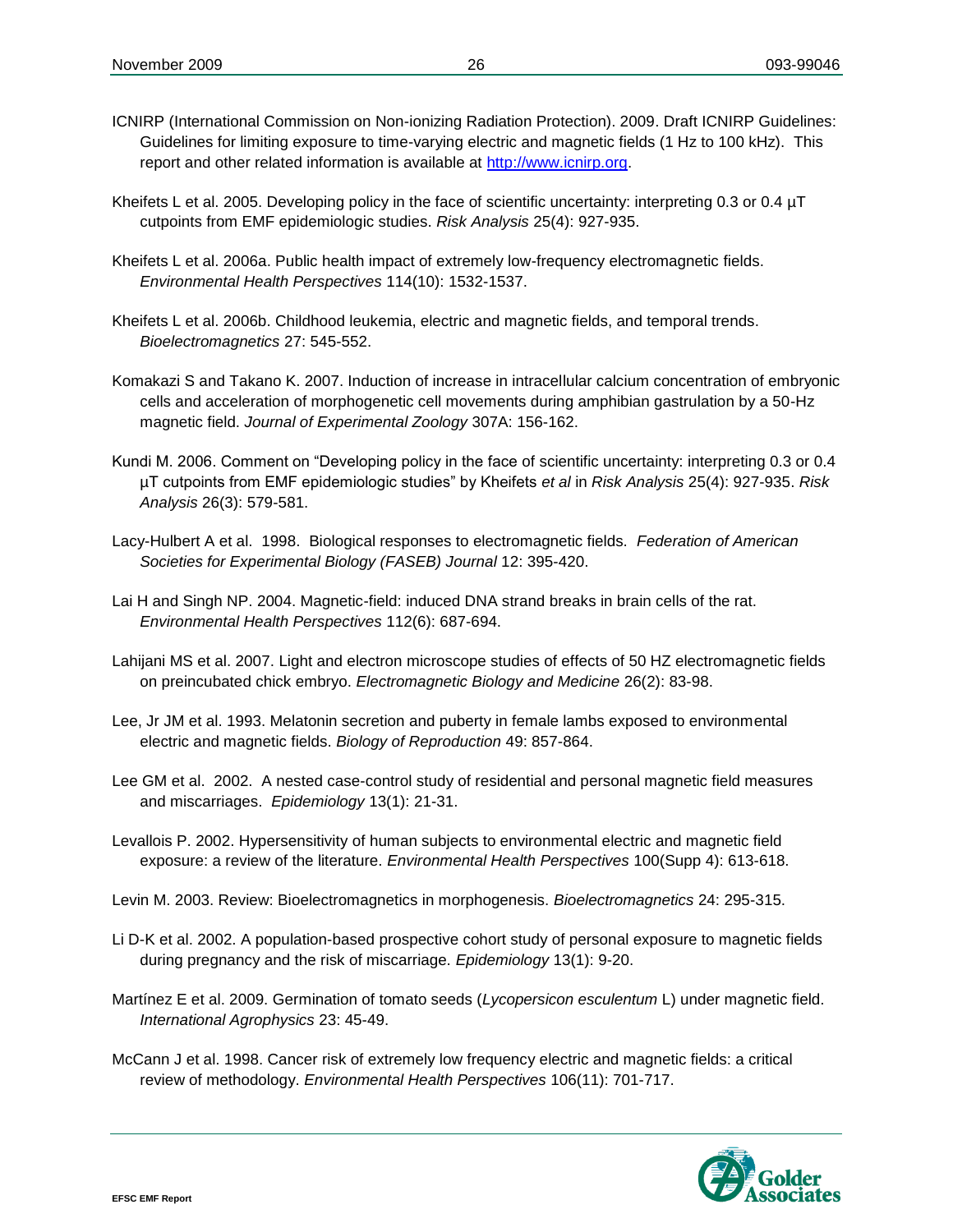ICNIRP (International Commission on Non-ionizing Radiation Protection). 2009. Draft ICNIRP Guidelines: Guidelines for limiting exposure to time-varying electric and magnetic fields (1 Hz to 100 kHz). This report and other related information is available at [http://www.icnirp.org](http://www.icnirp.org).

Kheifets L et al. 2005. Developing policy in the face of scientific uncertainty: interpreting 0.3 or 0.4 µT cutpoints from EMF epidemiologic studies. *Risk Analysis* 25(4): 927-935.

Kheifets L et al. 2006a. Public health impact of extremely low-frequency electromagnetic fields. *Environmental Health Perspectives* 114(10): 1532-1537.

Kheifets L et al. 2006b. Childhood leukemia, electric and magnetic fields, and temporal trends. *Bioelectromagnetics* 27: 545-552.

Komakazi S and Takano K. 2007. Induction of increase in intracellular calcium concentration of embryonic cells and acceleration of morphogenetic cell movements during amphibian gastrulation by a 50-Hz magnetic field. *Journal of Experimental Zoology* 307A: 156-162.

Kundi M. 2006. Comment on "Developing policy in the face of scientific uncertainty: interpreting 0.3 or 0.4 µT cutpoints from EMF epidemiologic studies" by Kheifets *et al* in *Risk Analysis* 25(4): 927-935. *Risk Analysis* 26(3): 579-581.

Lacy-Hulbert A et al. 1998. Biological responses to electromagnetic fields. *Federation of American Societies for Experimental Biology (FASEB) Journal* 12: 395-420.

Lai H and Singh NP. 2004. Magnetic-field: induced DNA strand breaks in brain cells of the rat. *Environmental Health Perspectives* 112(6): 687-694.

Lahijani MS et al. 2007. Light and electron microscope studies of effects of 50 HZ electromagnetic fields on preincubated chick embryo. *Electromagnetic Biology and Medicine* 26(2): 83-98.

Lee, Jr JM et al. 1993. Melatonin secretion and puberty in female lambs exposed to environmental electric and magnetic fields. *Biology of Reproduction* 49: 857-864.

Lee GM et al. 2002. A nested case-control study of residential and personal magnetic field measures and miscarriages. *Epidemiology* 13(1): 21-31.

Levallois P. 2002. Hypersensitivity of human subjects to environmental electric and magnetic field exposure: a review of the literature. *Environmental Health Perspectives* 100(Supp 4): 613-618.

Levin M. 2003. Review: Bioelectromagnetics in morphogenesis. *Bioelectromagnetics* 24: 295-315.

Li D-K et al. 2002. A population-based prospective cohort study of personal exposure to magnetic fields during pregnancy and the risk of miscarriage. *Epidemiology* 13(1): 9-20.

Martínez E et al. 2009. Germination of tomato seeds (*Lycopersicon esculentum* L) under magnetic field. *International Agrophysics* 23: 45-49.

McCann J et al. 1998. Cancer risk of extremely low frequency electric and magnetic fields: a critical review of methodology. *Environmental Health Perspectives* 106(11): 701-717.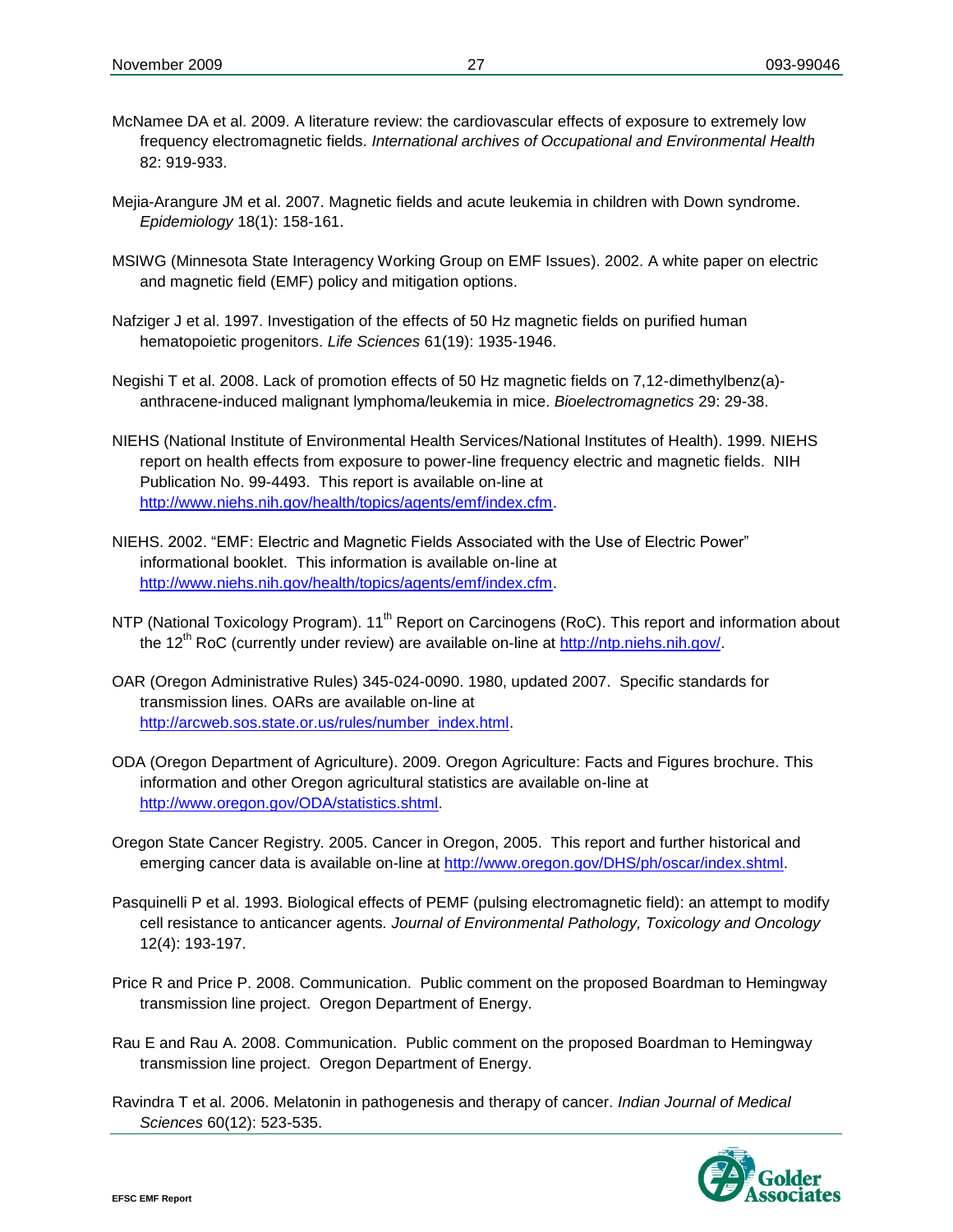McNamee DA et al. 2009. A literature review: the cardiovascular effects of exposure to extremely low frequency electromagnetic fields. *International archives of Occupational and Environmental Health* 82: 919-933.

Mejia-Arangure JM et al. 2007. Magnetic fields and acute leukemia in children with Down syndrome. *Epidemiology* 18(1): 158-161.

MSIWG (Minnesota State Interagency Working Group on EMF Issues). 2002. A white paper on electric and magnetic field (EMF) policy and mitigation options.

Nafziger J et al. 1997. Investigation of the effects of 50 Hz magnetic fields on purified human hematopoietic progenitors. *Life Sciences* 61(19): 1935-1946.

Negishi T et al. 2008. Lack of promotion effects of 50 Hz magnetic fields on 7,12-dimethylbenz(a)-anthracene-induced malignant lymphoma/leukemia in mice. *Bioelectromagnetics* 29: 29-38.

NIEHS (National Institute of Environmental Health Services/National Institutes of Health). 1999. NIEHS report on health effects from exposure to power-line frequency electric and magnetic fields. NIH Publication No. 99-4493. This report is available on-line at http://www.niehs.nih.gov/health/topics/agents/emf/index.cfm.

NIEHS. 2002. "EMF: Electric and Magnetic Fields Associated with the Use of Electric Power" informational booklet. This information is available on-line at http://www.niehs.nih.gov/health/topics/agents/emf/index.cfm.

NTP (National Toxicology Program). 11th Report on Carcinogens (RoC). This report and information about the 12th RoC (currently under review) are available on-line at http://ntp.niehs.nih.gov/.

OAR (Oregon Administrative Rules) 345-024-0090. 1980, updated 2007. Specific standards for transmission lines. OARs are available on-line at http://arcweb.sos.state.or.us/rules/number_index.html.

ODA (Oregon Department of Agriculture). 2009. Oregon Agriculture: Facts and Figures brochure. This information and other Oregon agricultural statistics are available on-line at http://www.oregon.gov/ODA/statistics.shtml.

Oregon State Cancer Registry. 2005. Cancer in Oregon, 2005. This report and further historical and emerging cancer data is available on-line at http://www.oregon.gov/DHS/ph/oscar/index.shtml.

Pasquinelli P et al. 1993. Biological effects of PEMF (pulsing electromagnetic field): an attempt to modify cell resistance to anticancer agents. *Journal of Environmental Pathology, Toxicology and Oncology* 12(4): 193-197.

Price R and Price P. 2008. Communication. Public comment on the proposed Boardman to Hemingway transmission line project. Oregon Department of Energy.

Rau E and Rau A. 2008. Communication. Public comment on the proposed Boardman to Hemingway transmission line project. Oregon Department of Energy.

Ravindra T et al. 2006. Melatonin in pathogenesis and therapy of cancer. *Indian Journal of Medical Sciences* 60(12): 523-535.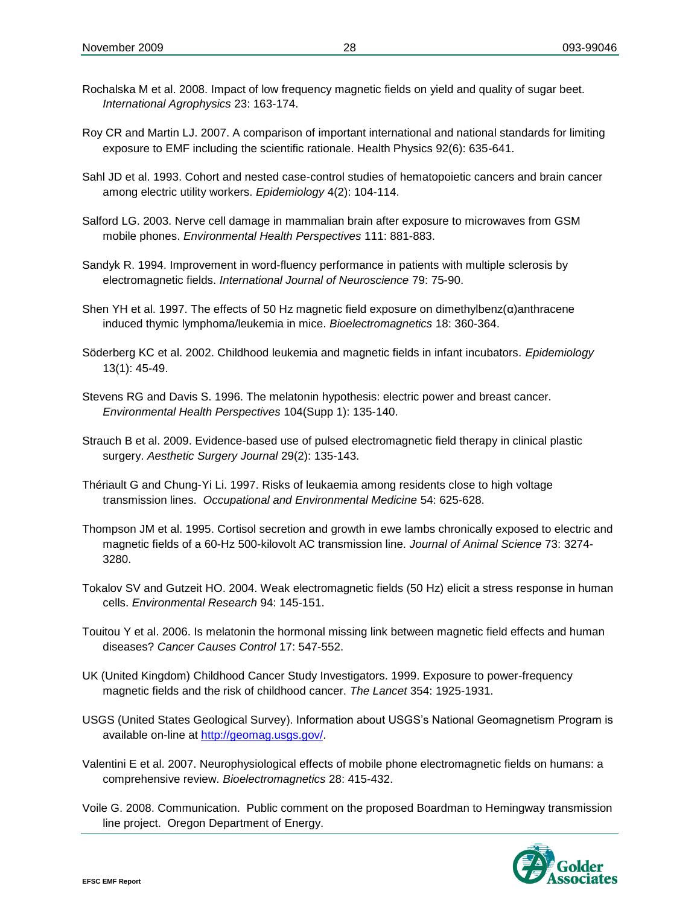Rochalska M et al. 2008. Impact of low frequency magnetic fields on yield and quality of sugar beet. *International Agrophysics* 23: 163-174.

Roy CR and Martin LJ. 2007. A comparison of important international and national standards for limiting exposure to EMF including the scientific rationale. Health Physics 92(6): 635-641.

Sahl JD et al. 1993. Cohort and nested case-control studies of hematopoietic cancers and brain cancer among electric utility workers. *Epidemiology* 4(2): 104-114.

Salford LG. 2003. Nerve cell damage in mammalian brain after exposure to microwaves from GSM mobile phones. *Environmental Health Perspectives* 111: 881-883.

Sandyk R. 1994. Improvement in word-fluency performance in patients with multiple sclerosis by electromagnetic fields. *International Journal of Neuroscience* 79: 75-90.

Shen YH et al. 1997. The effects of 50 Hz magnetic field exposure on dimethylbenz(α)anthracene induced thymic lymphoma/leukemia in mice. *Bioelectromagnetics* 18: 360-364.

Söderberg KC et al. 2002. Childhood leukemia and magnetic fields in infant incubators. *Epidemiology* 13(1): 45-49.

Stevens RG and Davis S. 1996. The melatonin hypothesis: electric power and breast cancer. *Environmental Health Perspectives* 104(Supp 1): 135-140.

Strauch B et al. 2009. Evidence-based use of pulsed electromagnetic field therapy in clinical plastic surgery. *Aesthetic Surgery Journal* 29(2): 135-143.

Thériault G and Chung-Yi Li. 1997. Risks of leukaemia among residents close to high voltage transmission lines. *Occupational and Environmental Medicine* 54: 625-628.

Thompson JM et al. 1995. Cortisol secretion and growth in ewe lambs chronically exposed to electric and magnetic fields of a 60-Hz 500-kilovolt AC transmission line. *Journal of Animal Science* 73: 3274-3280.

Tokalov SV and Gutzeit HO. 2004. Weak electromagnetic fields (50 Hz) elicit a stress response in human cells. *Environmental Research* 94: 145-151.

Touitou Y et al. 2006. Is melatonin the hormonal missing link between magnetic field effects and human diseases? *Cancer Causes Control* 17: 547-552.

UK (United Kingdom) Childhood Cancer Study Investigators. 1999. Exposure to power-frequency magnetic fields and the risk of childhood cancer. *The Lancet* 354: 1925-1931.

USGS (United States Geological Survey). Information about USGS's National Geomagnetism Program is available on-line at http://geomag.usgs.gov/.

Valentini E et al. 2007. Neurophysiological effects of mobile phone electromagnetic fields on humans: a comprehensive review. *Bioelectromagnetics* 28: 415-432.

Voile G. 2008. Communication. Public comment on the proposed Boardman to Hemingway transmission line project. Oregon Department of Energy.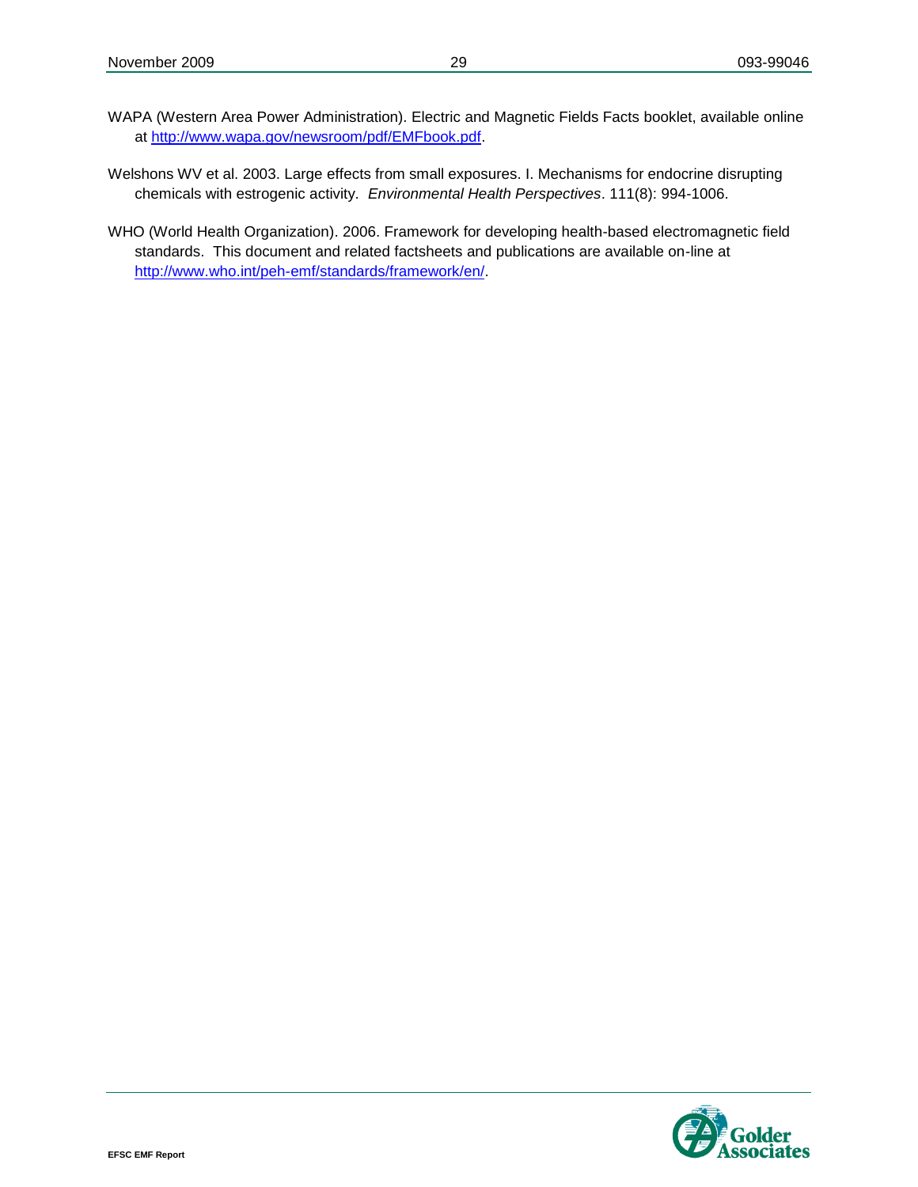WAPA (Western Area Power Administration). Electric and Magnetic Fields Facts booklet, available online at http://www.wapa.gov/newsroom/pdf/EMFbook.pdf.

Welshons WV et al. 2003. Large effects from small exposures. I. Mechanisms for endocrine disrupting chemicals with estrogenic activity. *Environmental Health Perspectives*. 111(8): 994-1006.

WHO (World Health Organization). 2006. Framework for developing health-based electromagnetic field standards. This document and related factsheets and publications are available on-line at http://www.who.int/peh-emf/standards/framework/en/.